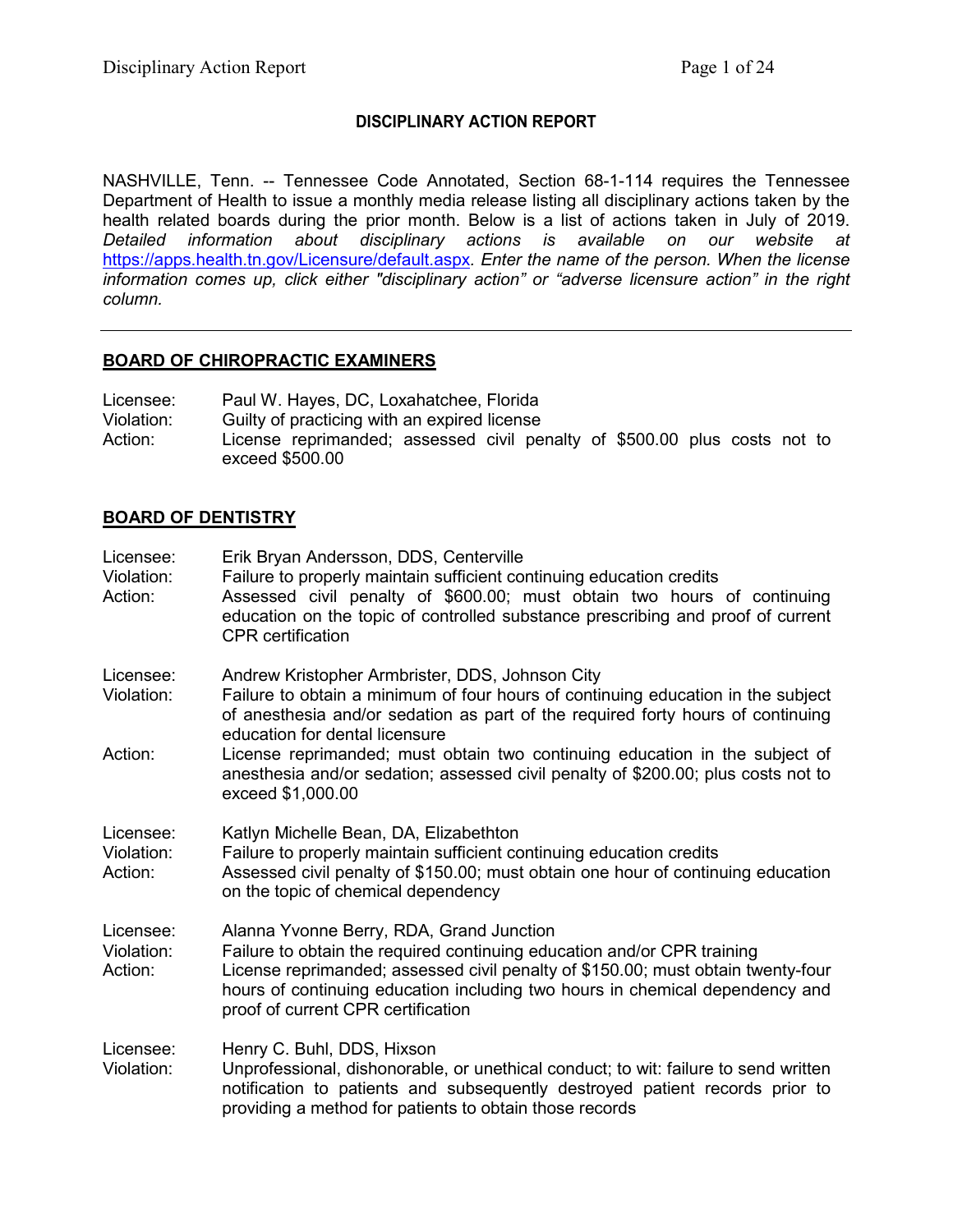**DISCIPLINARY ACTION REPORT**

NASHVILLE, Tenn. -- Tennessee Code Annotated, Section 68-1-114 requires the Tennessee Department of Health to issue a monthly media release listing all disciplinary actions taken by the health related boards during the prior month. Below is a list of actions taken in July of 2019. *Detailed information about disciplinary actions is available on our website at* https://apps.health.tn.gov/Licensure/default.aspx. *Enter the name of the person. When the license information comes up, click either "disciplinary action" or "adverse licensure action" in the right column.*

---

## BOARD OF CHIROPRACTIC EXAMINERS

Licensee: Paul W. Hayes, DC, Loxahatchee, Florida
Violation: Guilty of practicing with an expired license
Action: License reprimanded; assessed civil penalty of $500.00 plus costs not to exceed $500.00

## BOARD OF DENTISTRY

Licensee: Erik Bryan Andersson, DDS, Centerville
Violation: Failure to properly maintain sufficient continuing education credits
Action: Assessed civil penalty of $600.00; must obtain two hours of continuing education on the topic of controlled substance prescribing and proof of current CPR certification

Licensee: Andrew Kristopher Armbrister, DDS, Johnson City
Violation: Failure to obtain a minimum of four hours of continuing education in the subject of anesthesia and/or sedation as part of the required forty hours of continuing education for dental licensure
Action: License reprimanded; must obtain two continuing education in the subject of anesthesia and/or sedation; assessed civil penalty of $200.00; plus costs not to exceed $1,000.00

Licensee: Katlyn Michelle Bean, DA, Elizabethton
Violation: Failure to properly maintain sufficient continuing education credits
Action: Assessed civil penalty of $150.00; must obtain one hour of continuing education on the topic of chemical dependency

Licensee: Alanna Yvonne Berry, RDA, Grand Junction
Violation: Failure to obtain the required continuing education and/or CPR training
Action: License reprimanded; assessed civil penalty of $150.00; must obtain twenty-four hours of continuing education including two hours in chemical dependency and proof of current CPR certification

Licensee: Henry C. Buhl, DDS, Hixson
Violation: Unprofessional, dishonorable, or unethical conduct; to wit: failure to send written notification to patients and subsequently destroyed patient records prior to providing a method for patients to obtain those records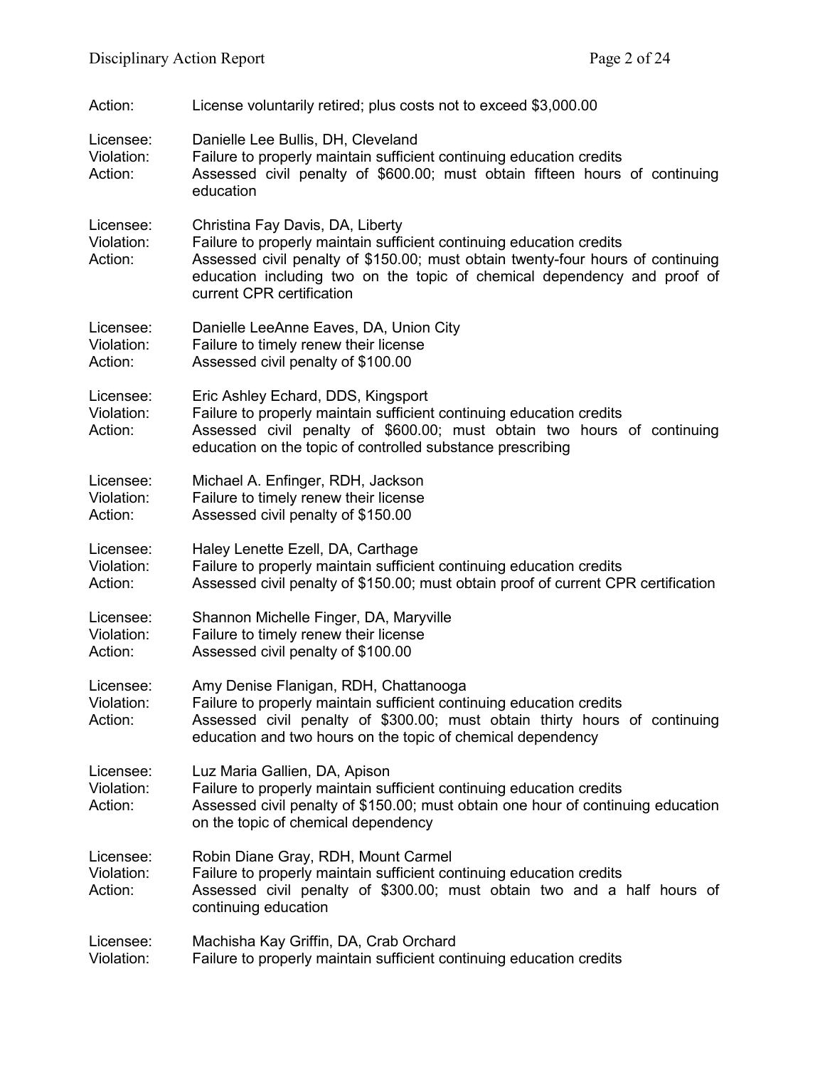Action: License voluntarily retired; plus costs not to exceed $3,000.00

Licensee: Danielle Lee Bullis, DH, Cleveland
Violation: Failure to properly maintain sufficient continuing education credits
Action: Assessed civil penalty of $600.00; must obtain fifteen hours of continuing education

Licensee: Christina Fay Davis, DA, Liberty
Violation: Failure to properly maintain sufficient continuing education credits
Action: Assessed civil penalty of $150.00; must obtain twenty-four hours of continuing education including two on the topic of chemical dependency and proof of current CPR certification

Licensee: Danielle LeeAnne Eaves, DA, Union City
Violation: Failure to timely renew their license
Action: Assessed civil penalty of $100.00

Licensee: Eric Ashley Echard, DDS, Kingsport
Violation: Failure to properly maintain sufficient continuing education credits
Action: Assessed civil penalty of $600.00; must obtain two hours of continuing education on the topic of controlled substance prescribing

Licensee: Michael A. Enfinger, RDH, Jackson
Violation: Failure to timely renew their license
Action: Assessed civil penalty of $150.00

Licensee: Haley Lenette Ezell, DA, Carthage
Violation: Failure to properly maintain sufficient continuing education credits
Action: Assessed civil penalty of $150.00; must obtain proof of current CPR certification

Licensee: Shannon Michelle Finger, DA, Maryville
Violation: Failure to timely renew their license
Action: Assessed civil penalty of $100.00

Licensee: Amy Denise Flanigan, RDH, Chattanooga
Violation: Failure to properly maintain sufficient continuing education credits
Action: Assessed civil penalty of $300.00; must obtain thirty hours of continuing education and two hours on the topic of chemical dependency

Licensee: Luz Maria Gallien, DA, Apison
Violation: Failure to properly maintain sufficient continuing education credits
Action: Assessed civil penalty of $150.00; must obtain one hour of continuing education on the topic of chemical dependency

Licensee: Robin Diane Gray, RDH, Mount Carmel
Violation: Failure to properly maintain sufficient continuing education credits
Action: Assessed civil penalty of $300.00; must obtain two and a half hours of continuing education

Licensee: Machisha Kay Griffin, DA, Crab Orchard
Violation: Failure to properly maintain sufficient continuing education credits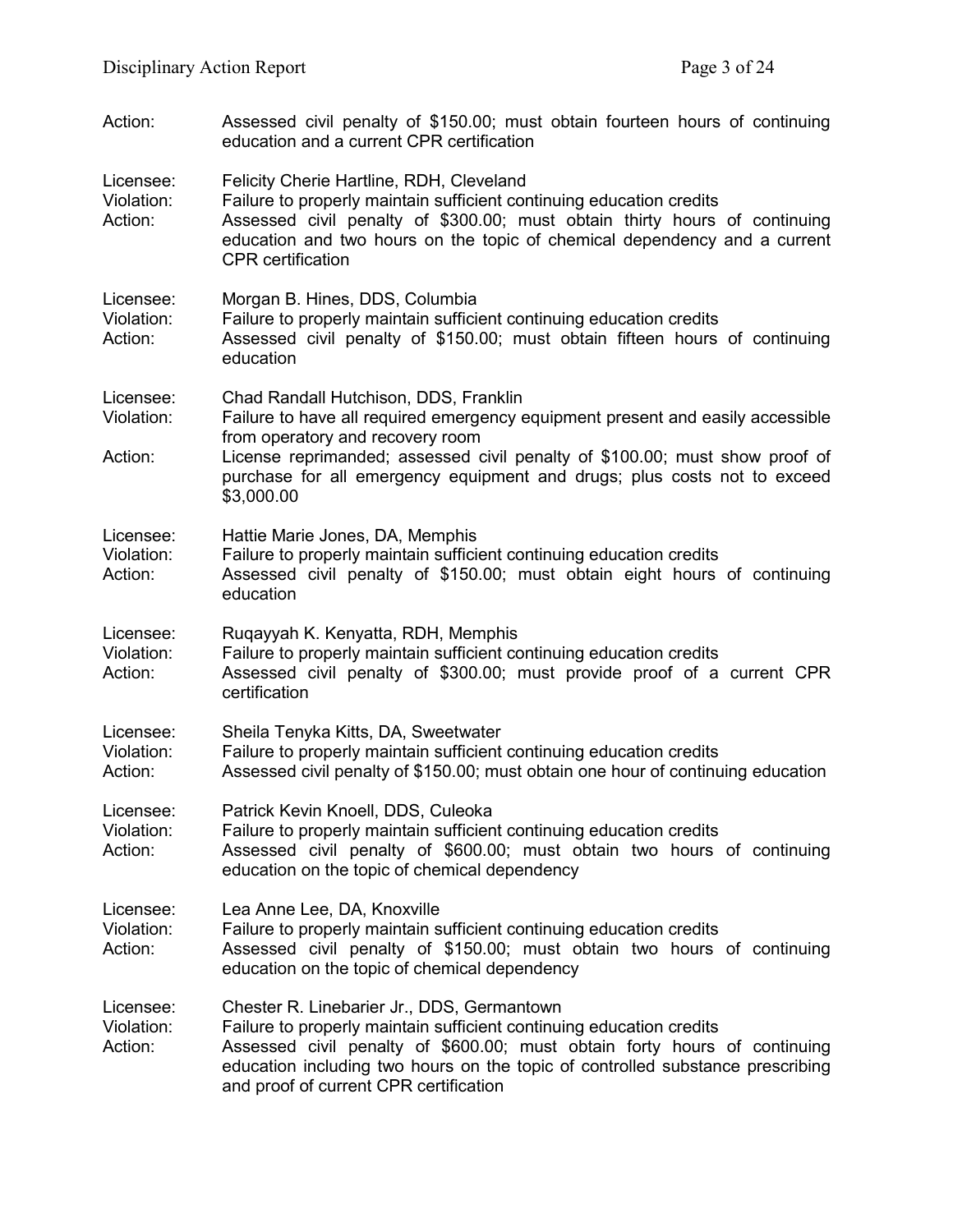Action: Assessed civil penalty of $150.00; must obtain fourteen hours of continuing education and a current CPR certification

Licensee: Felicity Cherie Hartline, RDH, Cleveland
Violation: Failure to properly maintain sufficient continuing education credits
Action: Assessed civil penalty of $300.00; must obtain thirty hours of continuing education and two hours on the topic of chemical dependency and a current CPR certification

Licensee: Morgan B. Hines, DDS, Columbia
Violation: Failure to properly maintain sufficient continuing education credits
Action: Assessed civil penalty of $150.00; must obtain fifteen hours of continuing education

Licensee: Chad Randall Hutchison, DDS, Franklin
Violation: Failure to have all required emergency equipment present and easily accessible from operatory and recovery room
Action: License reprimanded; assessed civil penalty of $100.00; must show proof of purchase for all emergency equipment and drugs; plus costs not to exceed $3,000.00

Licensee: Hattie Marie Jones, DA, Memphis
Violation: Failure to properly maintain sufficient continuing education credits
Action: Assessed civil penalty of $150.00; must obtain eight hours of continuing education

Licensee: Ruqayyah K. Kenyatta, RDH, Memphis
Violation: Failure to properly maintain sufficient continuing education credits
Action: Assessed civil penalty of $300.00; must provide proof of a current CPR certification

Licensee: Sheila Tenyka Kitts, DA, Sweetwater
Violation: Failure to properly maintain sufficient continuing education credits
Action: Assessed civil penalty of $150.00; must obtain one hour of continuing education

Licensee: Patrick Kevin Knoell, DDS, Culeoka
Violation: Failure to properly maintain sufficient continuing education credits
Action: Assessed civil penalty of $600.00; must obtain two hours of continuing education on the topic of chemical dependency

Licensee: Lea Anne Lee, DA, Knoxville
Violation: Failure to properly maintain sufficient continuing education credits
Action: Assessed civil penalty of $150.00; must obtain two hours of continuing education on the topic of chemical dependency

Licensee: Chester R. Linebarier Jr., DDS, Germantown
Violation: Failure to properly maintain sufficient continuing education credits
Action: Assessed civil penalty of $600.00; must obtain forty hours of continuing education including two hours on the topic of controlled substance prescribing and proof of current CPR certification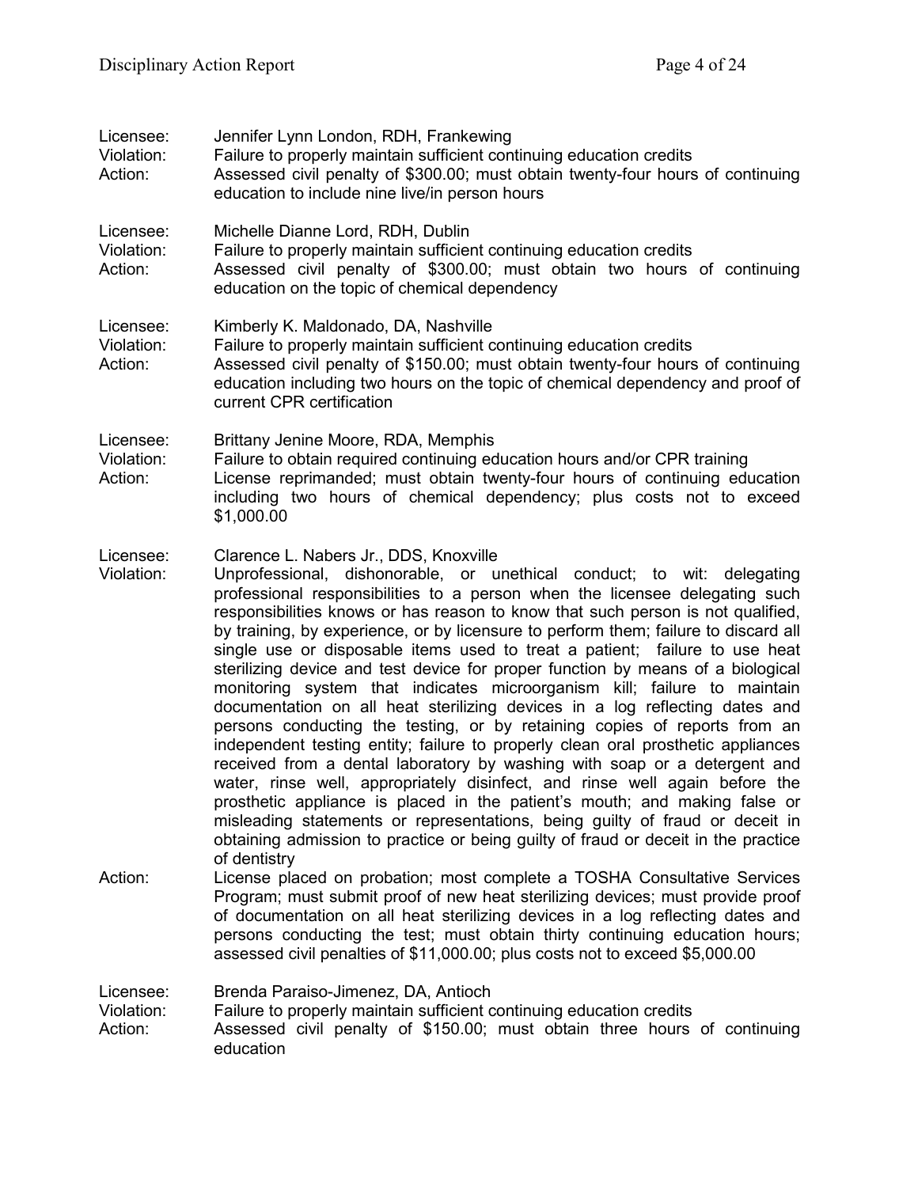Licensee: Jennifer Lynn London, RDH, Frankewing
Violation: Failure to properly maintain sufficient continuing education credits
Action: Assessed civil penalty of $300.00; must obtain twenty-four hours of continuing education to include nine live/in person hours

Licensee: Michelle Dianne Lord, RDH, Dublin
Violation: Failure to properly maintain sufficient continuing education credits
Action: Assessed civil penalty of $300.00; must obtain two hours of continuing education on the topic of chemical dependency

Licensee: Kimberly K. Maldonado, DA, Nashville
Violation: Failure to properly maintain sufficient continuing education credits
Action: Assessed civil penalty of $150.00; must obtain twenty-four hours of continuing education including two hours on the topic of chemical dependency and proof of current CPR certification

Licensee: Brittany Jenine Moore, RDA, Memphis
Violation: Failure to obtain required continuing education hours and/or CPR training
Action: License reprimanded; must obtain twenty-four hours of continuing education including two hours of chemical dependency; plus costs not to exceed $1,000.00

Licensee: Clarence L. Nabers Jr., DDS, Knoxville
Violation: Unprofessional, dishonorable, or unethical conduct; to wit: delegating professional responsibilities to a person when the licensee delegating such responsibilities knows or has reason to know that such person is not qualified, by training, by experience, or by licensure to perform them; failure to discard all single use or disposable items used to treat a patient; failure to use heat sterilizing device and test device for proper function by means of a biological monitoring system that indicates microorganism kill; failure to maintain documentation on all heat sterilizing devices in a log reflecting dates and persons conducting the testing, or by retaining copies of reports from an independent testing entity; failure to properly clean oral prosthetic appliances received from a dental laboratory by washing with soap or a detergent and water, rinse well, appropriately disinfect, and rinse well again before the prosthetic appliance is placed in the patient's mouth; and making false or misleading statements or representations, being guilty of fraud or deceit in obtaining admission to practice or being guilty of fraud or deceit in the practice of dentistry
Action: License placed on probation; most complete a TOSHA Consultative Services Program; must submit proof of new heat sterilizing devices; must provide proof of documentation on all heat sterilizing devices in a log reflecting dates and persons conducting the test; must obtain thirty continuing education hours; assessed civil penalties of $11,000.00; plus costs not to exceed $5,000.00

Licensee: Brenda Paraiso-Jimenez, DA, Antioch
Violation: Failure to properly maintain sufficient continuing education credits
Action: Assessed civil penalty of $150.00; must obtain three hours of continuing education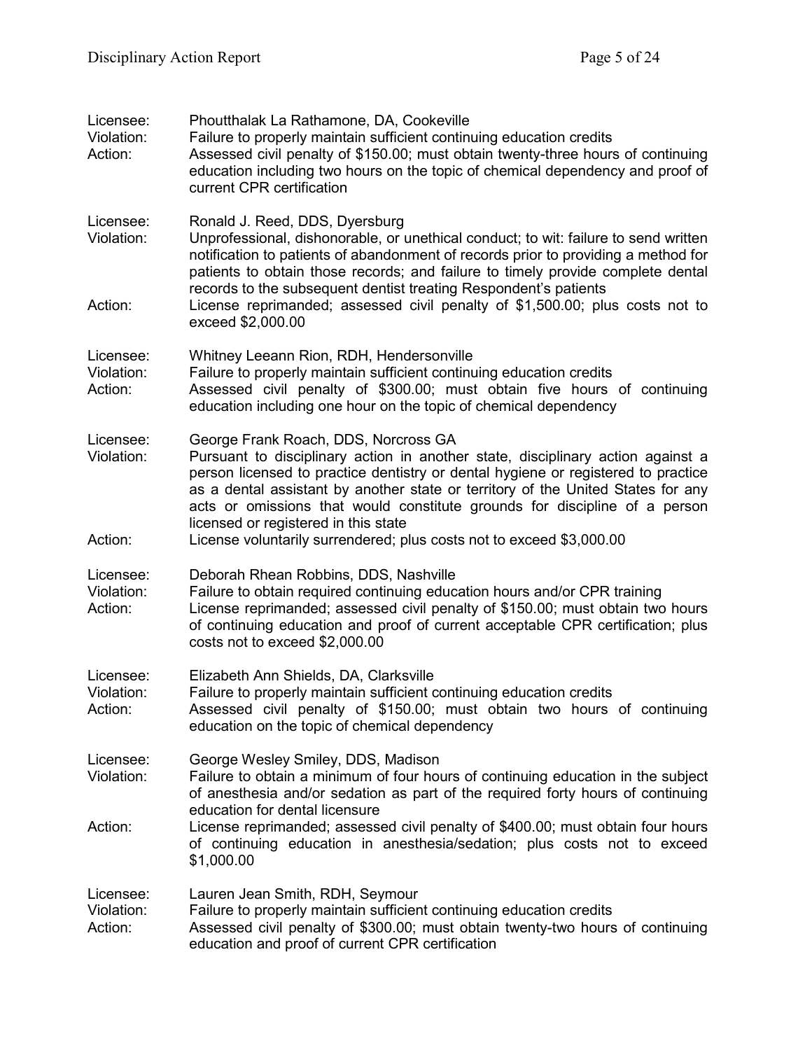Licensee: Phoutthalak La Rathamone, DA, Cookeville
Violation: Failure to properly maintain sufficient continuing education credits
Action: Assessed civil penalty of $150.00; must obtain twenty-three hours of continuing education including two hours on the topic of chemical dependency and proof of current CPR certification

Licensee: Ronald J. Reed, DDS, Dyersburg
Violation: Unprofessional, dishonorable, or unethical conduct; to wit: failure to send written notification to patients of abandonment of records prior to providing a method for patients to obtain those records; and failure to timely provide complete dental records to the subsequent dentist treating Respondent's patients
Action: License reprimanded; assessed civil penalty of $1,500.00; plus costs not to exceed $2,000.00

Licensee: Whitney Leeann Rion, RDH, Hendersonville
Violation: Failure to properly maintain sufficient continuing education credits
Action: Assessed civil penalty of $300.00; must obtain five hours of continuing education including one hour on the topic of chemical dependency

Licensee: George Frank Roach, DDS, Norcross GA
Violation: Pursuant to disciplinary action in another state, disciplinary action against a person licensed to practice dentistry or dental hygiene or registered to practice as a dental assistant by another state or territory of the United States for any acts or omissions that would constitute grounds for discipline of a person licensed or registered in this state
Action: License voluntarily surrendered; plus costs not to exceed $3,000.00

Licensee: Deborah Rhean Robbins, DDS, Nashville
Violation: Failure to obtain required continuing education hours and/or CPR training
Action: License reprimanded; assessed civil penalty of $150.00; must obtain two hours of continuing education and proof of current acceptable CPR certification; plus costs not to exceed $2,000.00

Licensee: Elizabeth Ann Shields, DA, Clarksville
Violation: Failure to properly maintain sufficient continuing education credits
Action: Assessed civil penalty of $150.00; must obtain two hours of continuing education on the topic of chemical dependency

Licensee: George Wesley Smiley, DDS, Madison
Violation: Failure to obtain a minimum of four hours of continuing education in the subject of anesthesia and/or sedation as part of the required forty hours of continuing education for dental licensure
Action: License reprimanded; assessed civil penalty of $400.00; must obtain four hours of continuing education in anesthesia/sedation; plus costs not to exceed $1,000.00

Licensee: Lauren Jean Smith, RDH, Seymour
Violation: Failure to properly maintain sufficient continuing education credits
Action: Assessed civil penalty of $300.00; must obtain twenty-two hours of continuing education and proof of current CPR certification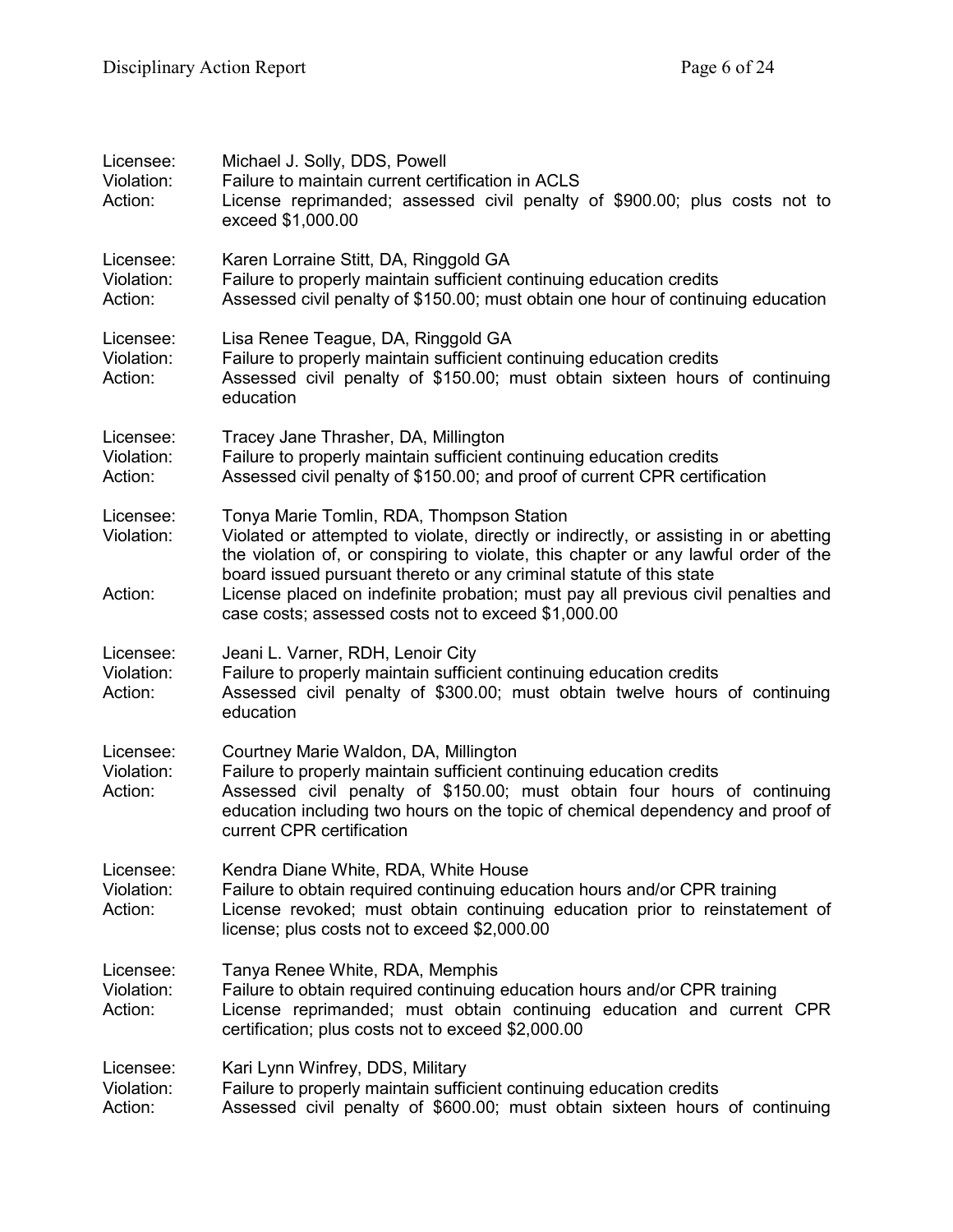Licensee: Michael J. Solly, DDS, Powell
Violation: Failure to maintain current certification in ACLS
Action: License reprimanded; assessed civil penalty of $900.00; plus costs not to exceed $1,000.00

Licensee: Karen Lorraine Stitt, DA, Ringgold GA
Violation: Failure to properly maintain sufficient continuing education credits
Action: Assessed civil penalty of $150.00; must obtain one hour of continuing education

Licensee: Lisa Renee Teague, DA, Ringgold GA
Violation: Failure to properly maintain sufficient continuing education credits
Action: Assessed civil penalty of $150.00; must obtain sixteen hours of continuing education

Licensee: Tracey Jane Thrasher, DA, Millington
Violation: Failure to properly maintain sufficient continuing education credits
Action: Assessed civil penalty of $150.00; and proof of current CPR certification

Licensee: Tonya Marie Tomlin, RDA, Thompson Station
Violation: Violated or attempted to violate, directly or indirectly, or assisting in or abetting the violation of, or conspiring to violate, this chapter or any lawful order of the board issued pursuant thereto or any criminal statute of this state
Action: License placed on indefinite probation; must pay all previous civil penalties and case costs; assessed costs not to exceed $1,000.00

Licensee: Jeani L. Varner, RDH, Lenoir City
Violation: Failure to properly maintain sufficient continuing education credits
Action: Assessed civil penalty of $300.00; must obtain twelve hours of continuing education

Licensee: Courtney Marie Waldon, DA, Millington
Violation: Failure to properly maintain sufficient continuing education credits
Action: Assessed civil penalty of $150.00; must obtain four hours of continuing education including two hours on the topic of chemical dependency and proof of current CPR certification

Licensee: Kendra Diane White, RDA, White House
Violation: Failure to obtain required continuing education hours and/or CPR training
Action: License revoked; must obtain continuing education prior to reinstatement of license; plus costs not to exceed $2,000.00

Licensee: Tanya Renee White, RDA, Memphis
Violation: Failure to obtain required continuing education hours and/or CPR training
Action: License reprimanded; must obtain continuing education and current CPR certification; plus costs not to exceed $2,000.00

Licensee: Kari Lynn Winfrey, DDS, Military
Violation: Failure to properly maintain sufficient continuing education credits
Action: Assessed civil penalty of $600.00; must obtain sixteen hours of continuing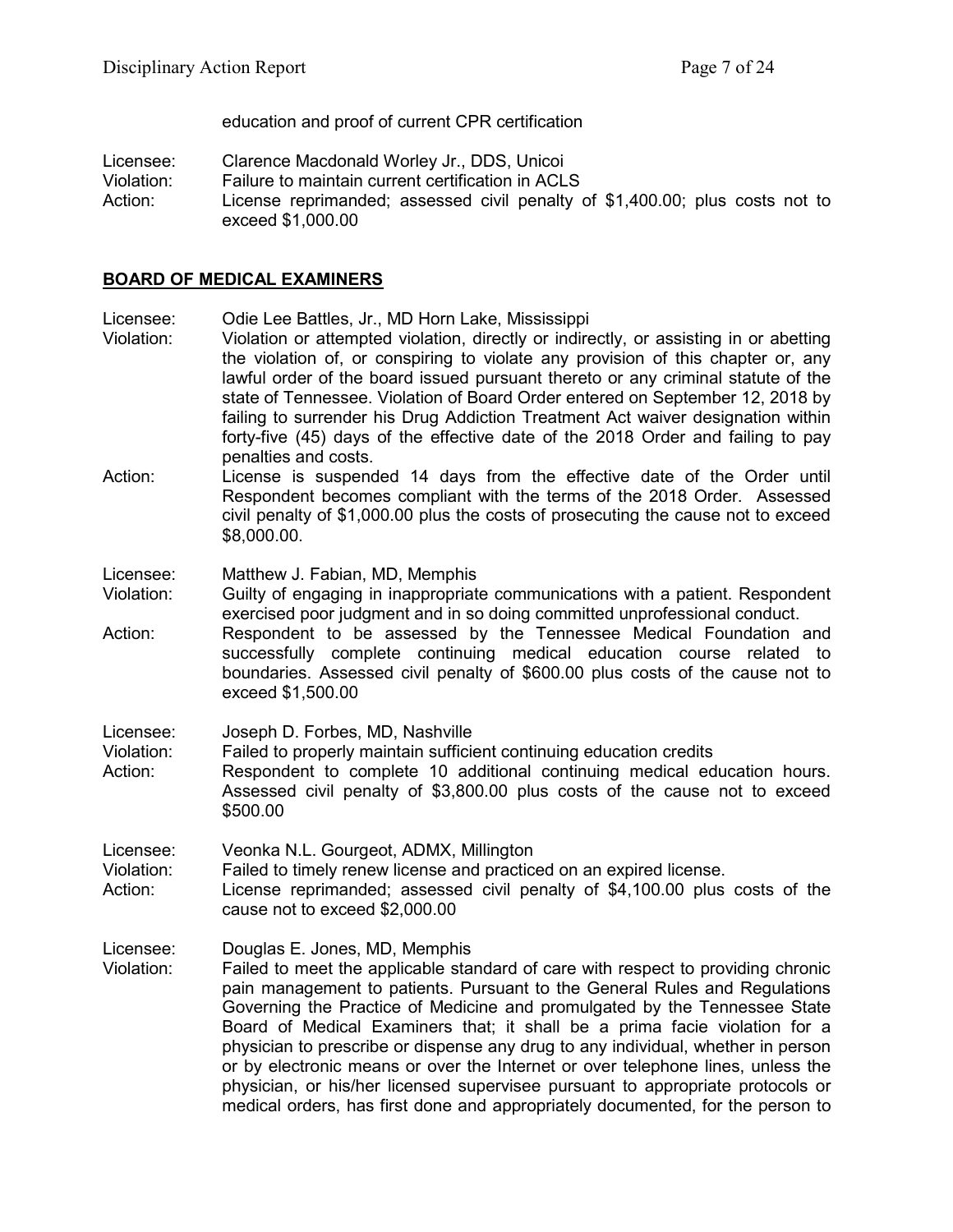education and proof of current CPR certification

Licensee: Clarence Macdonald Worley Jr., DDS, Unicoi
Violation: Failure to maintain current certification in ACLS
Action: License reprimanded; assessed civil penalty of $1,400.00; plus costs not to exceed $1,000.00

## **BOARD OF MEDICAL EXAMINERS**

Licensee: Odie Lee Battles, Jr., MD Horn Lake, Mississippi
Violation: Violation or attempted violation, directly or indirectly, or assisting in or abetting the violation of, or conspiring to violate any provision of this chapter or, any lawful order of the board issued pursuant thereto or any criminal statute of the state of Tennessee. Violation of Board Order entered on September 12, 2018 by failing to surrender his Drug Addiction Treatment Act waiver designation within forty-five (45) days of the effective date of the 2018 Order and failing to pay penalties and costs.
Action: License is suspended 14 days from the effective date of the Order until Respondent becomes compliant with the terms of the 2018 Order. Assessed civil penalty of $1,000.00 plus the costs of prosecuting the cause not to exceed $8,000.00.

Licensee: Matthew J. Fabian, MD, Memphis
Violation: Guilty of engaging in inappropriate communications with a patient. Respondent exercised poor judgment and in so doing committed unprofessional conduct.
Action: Respondent to be assessed by the Tennessee Medical Foundation and successfully complete continuing medical education course related to boundaries. Assessed civil penalty of $600.00 plus costs of the cause not to exceed $1,500.00

Licensee: Joseph D. Forbes, MD, Nashville
Violation: Failed to properly maintain sufficient continuing education credits
Action: Respondent to complete 10 additional continuing medical education hours. Assessed civil penalty of $3,800.00 plus costs of the cause not to exceed $500.00

Licensee: Veonka N.L. Gourgeot, ADMX, Millington
Violation: Failed to timely renew license and practiced on an expired license.
Action: License reprimanded; assessed civil penalty of $4,100.00 plus costs of the cause not to exceed $2,000.00

Licensee: Douglas E. Jones, MD, Memphis
Violation: Failed to meet the applicable standard of care with respect to providing chronic pain management to patients. Pursuant to the General Rules and Regulations Governing the Practice of Medicine and promulgated by the Tennessee State Board of Medical Examiners that; it shall be a prima facie violation for a physician to prescribe or dispense any drug to any individual, whether in person or by electronic means or over the Internet or over telephone lines, unless the physician, or his/her licensed supervisee pursuant to appropriate protocols or medical orders, has first done and appropriately documented, for the person to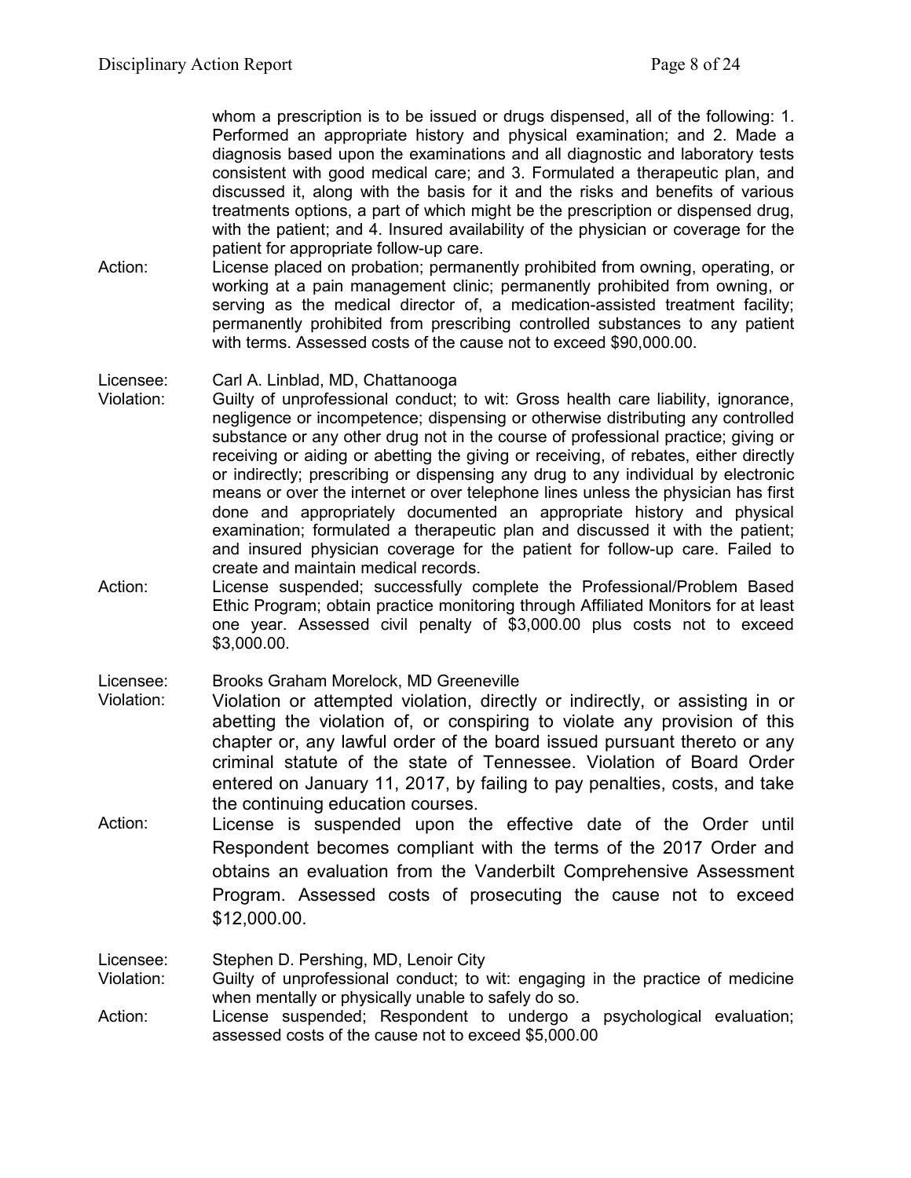whom a prescription is to be issued or drugs dispensed, all of the following: 1. Performed an appropriate history and physical examination; and 2. Made a diagnosis based upon the examinations and all diagnostic and laboratory tests consistent with good medical care; and 3. Formulated a therapeutic plan, and discussed it, along with the basis for it and the risks and benefits of various treatments options, a part of which might be the prescription or dispensed drug, with the patient; and 4. Insured availability of the physician or coverage for the patient for appropriate follow-up care.

Action: License placed on probation; permanently prohibited from owning, operating, or working at a pain management clinic; permanently prohibited from owning, or serving as the medical director of, a medication-assisted treatment facility; permanently prohibited from prescribing controlled substances to any patient with terms. Assessed costs of the cause not to exceed $90,000.00.

Licensee: Carl A. Linblad, MD, Chattanooga

Violation: Guilty of unprofessional conduct; to wit: Gross health care liability, ignorance, negligence or incompetence; dispensing or otherwise distributing any controlled substance or any other drug not in the course of professional practice; giving or receiving or aiding or abetting the giving or receiving, of rebates, either directly or indirectly; prescribing or dispensing any drug to any individual by electronic means or over the internet or over telephone lines unless the physician has first done and appropriately documented an appropriate history and physical examination; formulated a therapeutic plan and discussed it with the patient; and insured physician coverage for the patient for follow-up care. Failed to create and maintain medical records.

Action: License suspended; successfully complete the Professional/Problem Based Ethic Program; obtain practice monitoring through Affiliated Monitors for at least one year. Assessed civil penalty of $3,000.00 plus costs not to exceed $3,000.00.

Licensee: Brooks Graham Morelock, MD Greeneville

Violation: Violation or attempted violation, directly or indirectly, or assisting in or abetting the violation of, or conspiring to violate any provision of this chapter or, any lawful order of the board issued pursuant thereto or any criminal statute of the state of Tennessee. Violation of Board Order entered on January 11, 2017, by failing to pay penalties, costs, and take the continuing education courses.

Action: License is suspended upon the effective date of the Order until Respondent becomes compliant with the terms of the 2017 Order and obtains an evaluation from the Vanderbilt Comprehensive Assessment Program. Assessed costs of prosecuting the cause not to exceed $12,000.00.

Licensee: Stephen D. Pershing, MD, Lenoir City

Violation: Guilty of unprofessional conduct; to wit: engaging in the practice of medicine when mentally or physically unable to safely do so.

Action: License suspended; Respondent to undergo a psychological evaluation; assessed costs of the cause not to exceed $5,000.00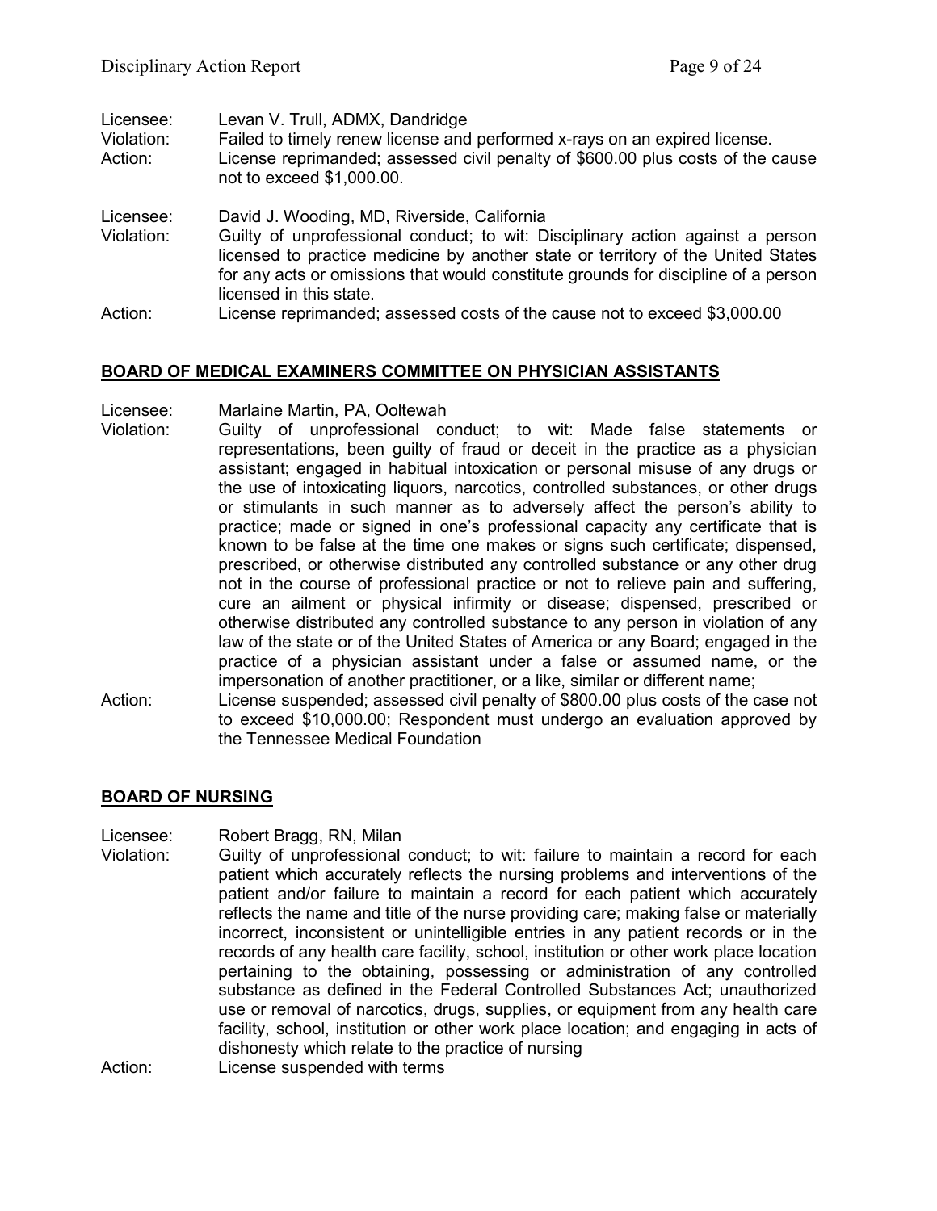Licensee: Levan V. Trull, ADMX, Dandridge
Violation: Failed to timely renew license and performed x-rays on an expired license.
Action: License reprimanded; assessed civil penalty of $600.00 plus costs of the cause not to exceed $1,000.00.

Licensee: David J. Wooding, MD, Riverside, California
Violation: Guilty of unprofessional conduct; to wit: Disciplinary action against a person licensed to practice medicine by another state or territory of the United States for any acts or omissions that would constitute grounds for discipline of a person licensed in this state.
Action: License reprimanded; assessed costs of the cause not to exceed $3,000.00

## BOARD OF MEDICAL EXAMINERS COMMITTEE ON PHYSICIAN ASSISTANTS

Licensee: Marlaine Martin, PA, Ooltewah
Violation: Guilty of unprofessional conduct; to wit: Made false statements or representations, been guilty of fraud or deceit in the practice as a physician assistant; engaged in habitual intoxication or personal misuse of any drugs or the use of intoxicating liquors, narcotics, controlled substances, or other drugs or stimulants in such manner as to adversely affect the person's ability to practice; made or signed in one's professional capacity any certificate that is known to be false at the time one makes or signs such certificate; dispensed, prescribed, or otherwise distributed any controlled substance or any other drug not in the course of professional practice or not to relieve pain and suffering, cure an ailment or physical infirmity or disease; dispensed, prescribed or otherwise distributed any controlled substance to any person in violation of any law of the state or of the United States of America or any Board; engaged in the practice of a physician assistant under a false or assumed name, or the impersonation of another practitioner, or a like, similar or different name;
Action: License suspended; assessed civil penalty of $800.00 plus costs of the case not to exceed $10,000.00; Respondent must undergo an evaluation approved by the Tennessee Medical Foundation

## BOARD OF NURSING

Licensee: Robert Bragg, RN, Milan
Violation: Guilty of unprofessional conduct; to wit: failure to maintain a record for each patient which accurately reflects the nursing problems and interventions of the patient and/or failure to maintain a record for each patient which accurately reflects the name and title of the nurse providing care; making false or materially incorrect, inconsistent or unintelligible entries in any patient records or in the records of any health care facility, school, institution or other work place location pertaining to the obtaining, possessing or administration of any controlled substance as defined in the Federal Controlled Substances Act; unauthorized use or removal of narcotics, drugs, supplies, or equipment from any health care facility, school, institution or other work place location; and engaging in acts of dishonesty which relate to the practice of nursing
Action: License suspended with terms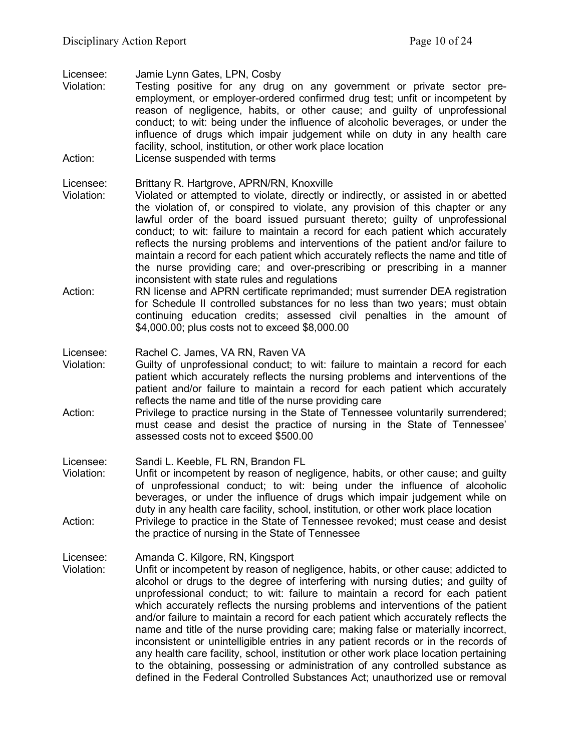Licensee: Jamie Lynn Gates, LPN, Cosby
Violation: Testing positive for any drug on any government or private sector pre-employment, or employer-ordered confirmed drug test; unfit or incompetent by reason of negligence, habits, or other cause; and guilty of unprofessional conduct; to wit: being under the influence of alcoholic beverages, or under the influence of drugs which impair judgement while on duty in any health care facility, school, institution, or other work place location
Action: License suspended with terms

Licensee: Brittany R. Hartgrove, APRN/RN, Knoxville
Violation: Violated or attempted to violate, directly or indirectly, or assisted in or abetted the violation of, or conspired to violate, any provision of this chapter or any lawful order of the board issued pursuant thereto; guilty of unprofessional conduct; to wit: failure to maintain a record for each patient which accurately reflects the nursing problems and interventions of the patient and/or failure to maintain a record for each patient which accurately reflects the name and title of the nurse providing care; and over-prescribing or prescribing in a manner inconsistent with state rules and regulations
Action: RN license and APRN certificate reprimanded; must surrender DEA registration for Schedule II controlled substances for no less than two years; must obtain continuing education credits; assessed civil penalties in the amount of $4,000.00; plus costs not to exceed $8,000.00

Licensee: Rachel C. James, VA RN, Raven VA
Violation: Guilty of unprofessional conduct; to wit: failure to maintain a record for each patient which accurately reflects the nursing problems and interventions of the patient and/or failure to maintain a record for each patient which accurately reflects the name and title of the nurse providing care
Action: Privilege to practice nursing in the State of Tennessee voluntarily surrendered; must cease and desist the practice of nursing in the State of Tennessee' assessed costs not to exceed $500.00

Licensee: Sandi L. Keeble, FL RN, Brandon FL
Violation: Unfit or incompetent by reason of negligence, habits, or other cause; and guilty of unprofessional conduct; to wit: being under the influence of alcoholic beverages, or under the influence of drugs which impair judgement while on duty in any health care facility, school, institution, or other work place location
Action: Privilege to practice in the State of Tennessee revoked; must cease and desist the practice of nursing in the State of Tennessee

Licensee: Amanda C. Kilgore, RN, Kingsport
Violation: Unfit or incompetent by reason of negligence, habits, or other cause; addicted to alcohol or drugs to the degree of interfering with nursing duties; and guilty of unprofessional conduct; to wit: failure to maintain a record for each patient which accurately reflects the nursing problems and interventions of the patient and/or failure to maintain a record for each patient which accurately reflects the name and title of the nurse providing care; making false or materially incorrect, inconsistent or unintelligible entries in any patient records or in the records of any health care facility, school, institution or other work place location pertaining to the obtaining, possessing or administration of any controlled substance as defined in the Federal Controlled Substances Act; unauthorized use or removal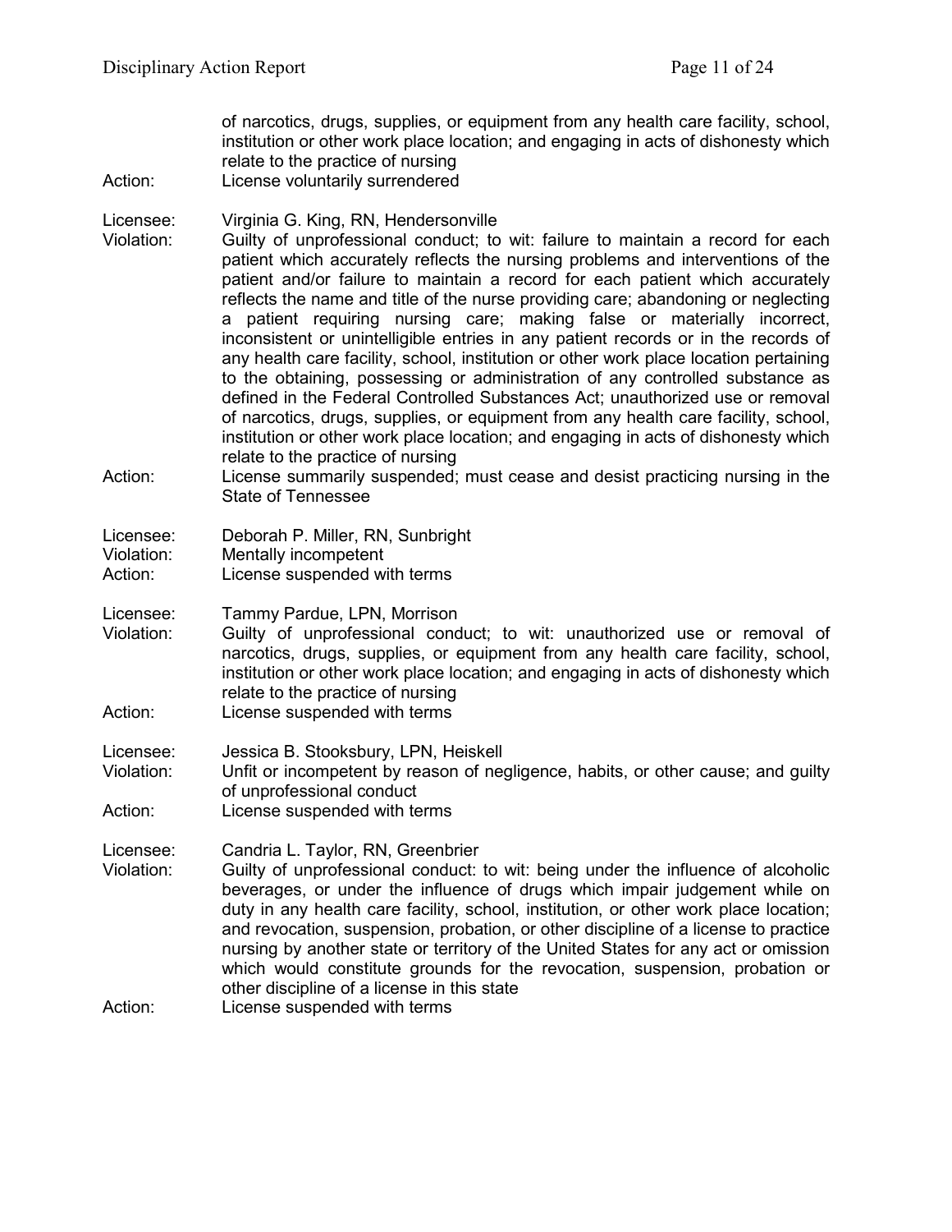of narcotics, drugs, supplies, or equipment from any health care facility, school, institution or other work place location; and engaging in acts of dishonesty which relate to the practice of nursing

Action: License voluntarily surrendered

Licensee: Virginia G. King, RN, Hendersonville

Violation: Guilty of unprofessional conduct; to wit: failure to maintain a record for each patient which accurately reflects the nursing problems and interventions of the patient and/or failure to maintain a record for each patient which accurately reflects the name and title of the nurse providing care; abandoning or neglecting a patient requiring nursing care; making false or materially incorrect, inconsistent or unintelligible entries in any patient records or in the records of any health care facility, school, institution or other work place location pertaining to the obtaining, possessing or administration of any controlled substance as defined in the Federal Controlled Substances Act; unauthorized use or removal of narcotics, drugs, supplies, or equipment from any health care facility, school, institution or other work place location; and engaging in acts of dishonesty which relate to the practice of nursing

Action: License summarily suspended; must cease and desist practicing nursing in the State of Tennessee

Licensee: Deborah P. Miller, RN, Sunbright

Violation: Mentally incompetent

Action: License suspended with terms

Licensee: Tammy Pardue, LPN, Morrison

Violation: Guilty of unprofessional conduct; to wit: unauthorized use or removal of narcotics, drugs, supplies, or equipment from any health care facility, school, institution or other work place location; and engaging in acts of dishonesty which relate to the practice of nursing

Action: License suspended with terms

Licensee: Jessica B. Stooksbury, LPN, Heiskell

Violation: Unfit or incompetent by reason of negligence, habits, or other cause; and guilty of unprofessional conduct

Action: License suspended with terms

Licensee: Candria L. Taylor, RN, Greenbrier

Violation: Guilty of unprofessional conduct: to wit: being under the influence of alcoholic beverages, or under the influence of drugs which impair judgement while on duty in any health care facility, school, institution, or other work place location; and revocation, suspension, probation, or other discipline of a license to practice nursing by another state or territory of the United States for any act or omission which would constitute grounds for the revocation, suspension, probation or other discipline of a license in this state

Action: License suspended with terms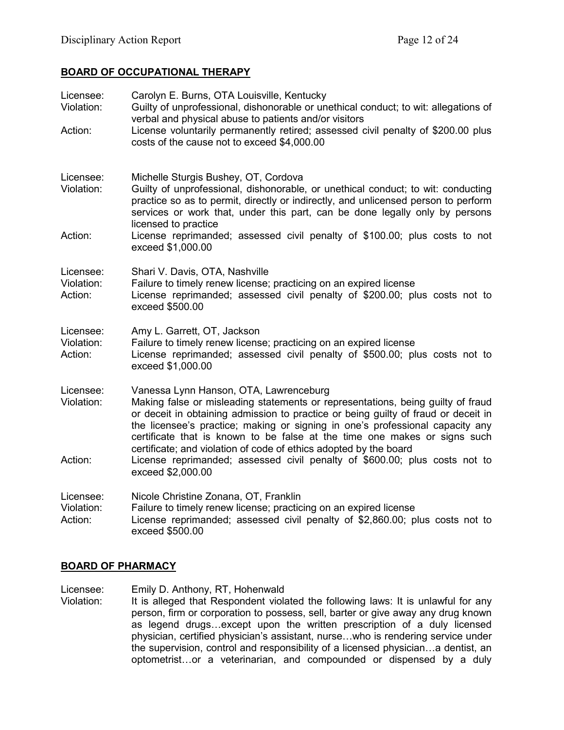## BOARD OF OCCUPATIONAL THERAPY

Licensee: Carolyn E. Burns, OTA Louisville, Kentucky
Violation: Guilty of unprofessional, dishonorable or unethical conduct; to wit: allegations of verbal and physical abuse to patients and/or visitors
Action: License voluntarily permanently retired; assessed civil penalty of $200.00 plus costs of the cause not to exceed $4,000.00

Licensee: Michelle Sturgis Bushey, OT, Cordova
Violation: Guilty of unprofessional, dishonorable, or unethical conduct; to wit: conducting practice so as to permit, directly or indirectly, and unlicensed person to perform services or work that, under this part, can be done legally only by persons licensed to practice
Action: License reprimanded; assessed civil penalty of $100.00; plus costs to not exceed $1,000.00

Licensee: Shari V. Davis, OTA, Nashville
Violation: Failure to timely renew license; practicing on an expired license
Action: License reprimanded; assessed civil penalty of $200.00; plus costs not to exceed $500.00

Licensee: Amy L. Garrett, OT, Jackson
Violation: Failure to timely renew license; practicing on an expired license
Action: License reprimanded; assessed civil penalty of $500.00; plus costs not to exceed $1,000.00

Licensee: Vanessa Lynn Hanson, OTA, Lawrenceburg
Violation: Making false or misleading statements or representations, being guilty of fraud or deceit in obtaining admission to practice or being guilty of fraud or deceit in the licensee's practice; making or signing in one's professional capacity any certificate that is known to be false at the time one makes or signs such certificate; and violation of code of ethics adopted by the board
Action: License reprimanded; assessed civil penalty of $600.00; plus costs not to exceed $2,000.00

Licensee: Nicole Christine Zonana, OT, Franklin
Violation: Failure to timely renew license; practicing on an expired license
Action: License reprimanded; assessed civil penalty of $2,860.00; plus costs not to exceed $500.00

## BOARD OF PHARMACY

Licensee: Emily D. Anthony, RT, Hohenwald
Violation: It is alleged that Respondent violated the following laws: It is unlawful for any person, firm or corporation to possess, sell, barter or give away any drug known as legend drugs…except upon the written prescription of a duly licensed physician, certified physician's assistant, nurse…who is rendering service under the supervision, control and responsibility of a licensed physician…a dentist, an optometrist…or a veterinarian, and compounded or dispensed by a duly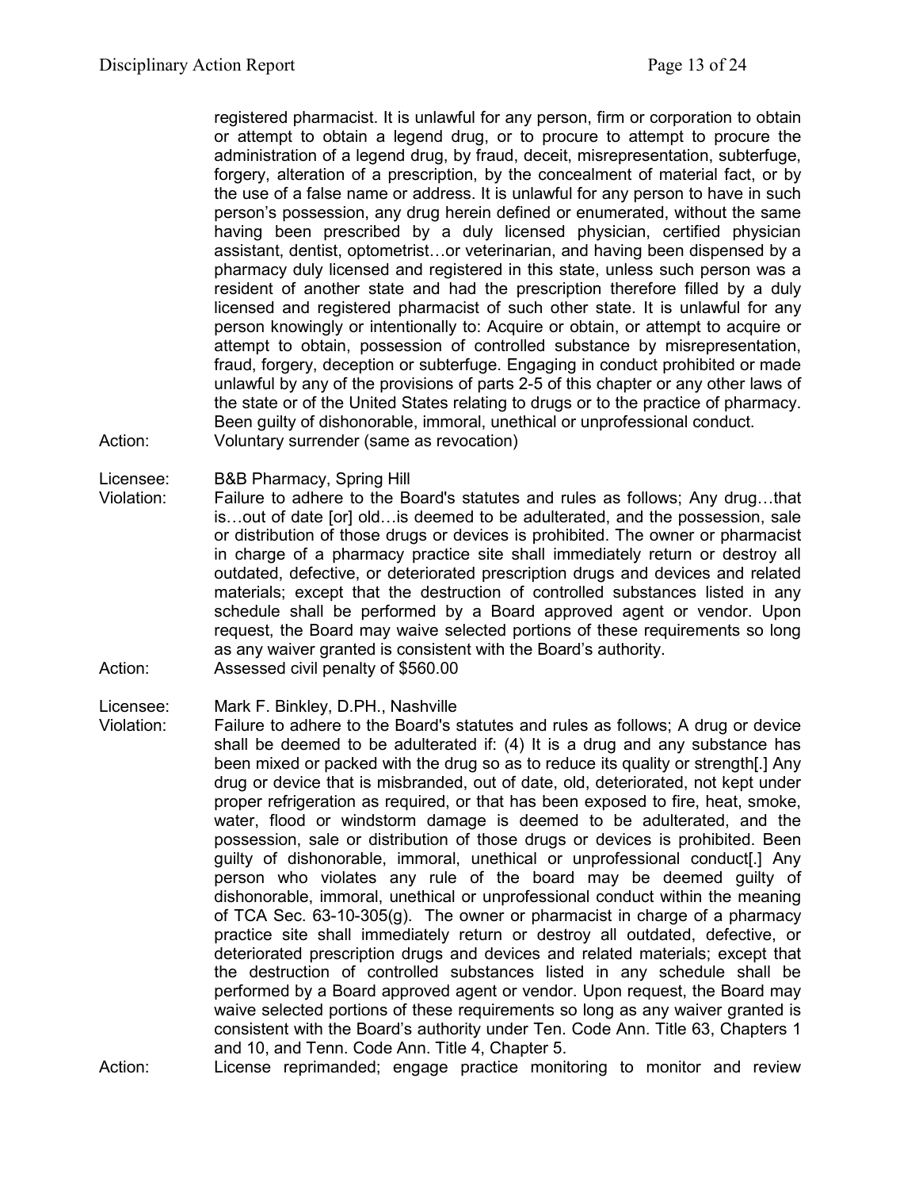registered pharmacist. It is unlawful for any person, firm or corporation to obtain or attempt to obtain a legend drug, or to procure to attempt to procure the administration of a legend drug, by fraud, deceit, misrepresentation, subterfuge, forgery, alteration of a prescription, by the concealment of material fact, or by the use of a false name or address. It is unlawful for any person to have in such person's possession, any drug herein defined or enumerated, without the same having been prescribed by a duly licensed physician, certified physician assistant, dentist, optometrist…or veterinarian, and having been dispensed by a pharmacy duly licensed and registered in this state, unless such person was a resident of another state and had the prescription therefore filled by a duly licensed and registered pharmacist of such other state. It is unlawful for any person knowingly or intentionally to: Acquire or obtain, or attempt to acquire or attempt to obtain, possession of controlled substance by misrepresentation, fraud, forgery, deception or subterfuge. Engaging in conduct prohibited or made unlawful by any of the provisions of parts 2-5 of this chapter or any other laws of the state or of the United States relating to drugs or to the practice of pharmacy. Been guilty of dishonorable, immoral, unethical or unprofessional conduct.

Action: Voluntary surrender (same as revocation)

Licensee: B&B Pharmacy, Spring Hill

Violation: Failure to adhere to the Board's statutes and rules as follows; Any drug…that is…out of date [or] old…is deemed to be adulterated, and the possession, sale or distribution of those drugs or devices is prohibited. The owner or pharmacist in charge of a pharmacy practice site shall immediately return or destroy all outdated, defective, or deteriorated prescription drugs and devices and related materials; except that the destruction of controlled substances listed in any schedule shall be performed by a Board approved agent or vendor. Upon request, the Board may waive selected portions of these requirements so long as any waiver granted is consistent with the Board's authority.

Action: Assessed civil penalty of $560.00

Licensee: Mark F. Binkley, D.PH., Nashville

Violation: Failure to adhere to the Board's statutes and rules as follows; A drug or device shall be deemed to be adulterated if: (4) It is a drug and any substance has been mixed or packed with the drug so as to reduce its quality or strength[.] Any drug or device that is misbranded, out of date, old, deteriorated, not kept under proper refrigeration as required, or that has been exposed to fire, heat, smoke, water, flood or windstorm damage is deemed to be adulterated, and the possession, sale or distribution of those drugs or devices is prohibited. Been guilty of dishonorable, immoral, unethical or unprofessional conduct[.] Any person who violates any rule of the board may be deemed guilty of dishonorable, immoral, unethical or unprofessional conduct within the meaning of TCA Sec. 63-10-305(g). The owner or pharmacist in charge of a pharmacy practice site shall immediately return or destroy all outdated, defective, or deteriorated prescription drugs and devices and related materials; except that the destruction of controlled substances listed in any schedule shall be performed by a Board approved agent or vendor. Upon request, the Board may waive selected portions of these requirements so long as any waiver granted is consistent with the Board's authority under Ten. Code Ann. Title 63, Chapters 1 and 10, and Tenn. Code Ann. Title 4, Chapter 5.

Action: License reprimanded; engage practice monitoring to monitor and review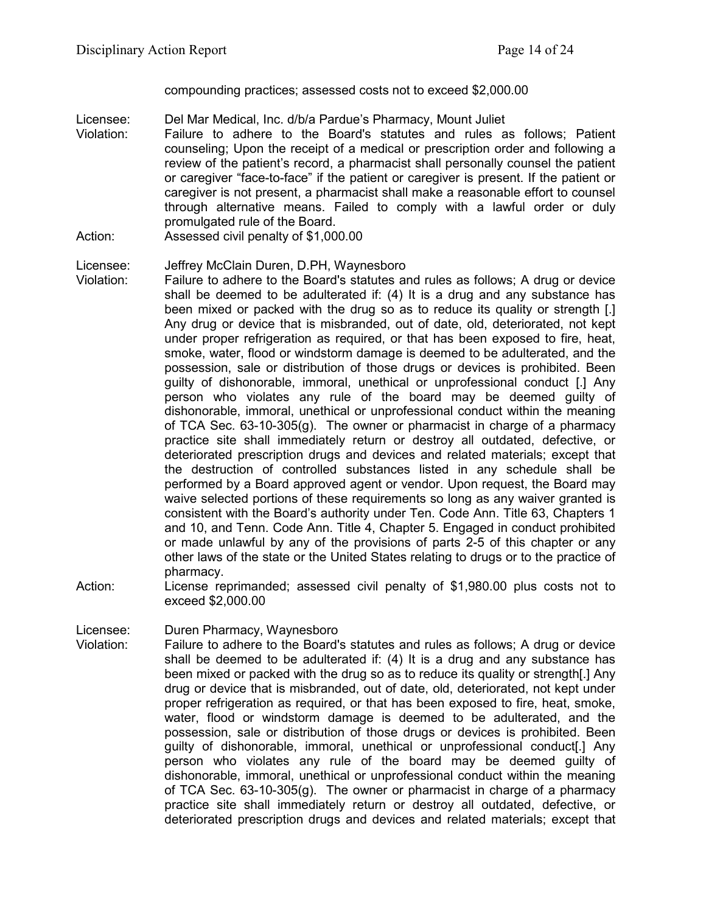compounding practices; assessed costs not to exceed $2,000.00

Licensee: Del Mar Medical, Inc. d/b/a Pardue's Pharmacy, Mount Juliet
Violation: Failure to adhere to the Board's statutes and rules as follows; Patient counseling; Upon the receipt of a medical or prescription order and following a review of the patient's record, a pharmacist shall personally counsel the patient or caregiver "face-to-face" if the patient or caregiver is present. If the patient or caregiver is not present, a pharmacist shall make a reasonable effort to counsel through alternative means. Failed to comply with a lawful order or duly promulgated rule of the Board.
Action: Assessed civil penalty of $1,000.00

Licensee: Jeffrey McClain Duren, D.PH, Waynesboro
Violation: Failure to adhere to the Board's statutes and rules as follows; A drug or device shall be deemed to be adulterated if: (4) It is a drug and any substance has been mixed or packed with the drug so as to reduce its quality or strength [.] Any drug or device that is misbranded, out of date, old, deteriorated, not kept under proper refrigeration as required, or that has been exposed to fire, heat, smoke, water, flood or windstorm damage is deemed to be adulterated, and the possession, sale or distribution of those drugs or devices is prohibited. Been guilty of dishonorable, immoral, unethical or unprofessional conduct [.] Any person who violates any rule of the board may be deemed guilty of dishonorable, immoral, unethical or unprofessional conduct within the meaning of TCA Sec. 63-10-305(g). The owner or pharmacist in charge of a pharmacy practice site shall immediately return or destroy all outdated, defective, or deteriorated prescription drugs and devices and related materials; except that the destruction of controlled substances listed in any schedule shall be performed by a Board approved agent or vendor. Upon request, the Board may waive selected portions of these requirements so long as any waiver granted is consistent with the Board's authority under Ten. Code Ann. Title 63, Chapters 1 and 10, and Tenn. Code Ann. Title 4, Chapter 5. Engaged in conduct prohibited or made unlawful by any of the provisions of parts 2-5 of this chapter or any other laws of the state or the United States relating to drugs or to the practice of pharmacy.
Action: License reprimanded; assessed civil penalty of $1,980.00 plus costs not to exceed $2,000.00

Licensee: Duren Pharmacy, Waynesboro
Violation: Failure to adhere to the Board's statutes and rules as follows; A drug or device shall be deemed to be adulterated if: (4) It is a drug and any substance has been mixed or packed with the drug so as to reduce its quality or strength[.] Any drug or device that is misbranded, out of date, old, deteriorated, not kept under proper refrigeration as required, or that has been exposed to fire, heat, smoke, water, flood or windstorm damage is deemed to be adulterated, and the possession, sale or distribution of those drugs or devices is prohibited. Been guilty of dishonorable, immoral, unethical or unprofessional conduct[.] Any person who violates any rule of the board may be deemed guilty of dishonorable, immoral, unethical or unprofessional conduct within the meaning of TCA Sec. 63-10-305(g). The owner or pharmacist in charge of a pharmacy practice site shall immediately return or destroy all outdated, defective, or deteriorated prescription drugs and devices and related materials; except that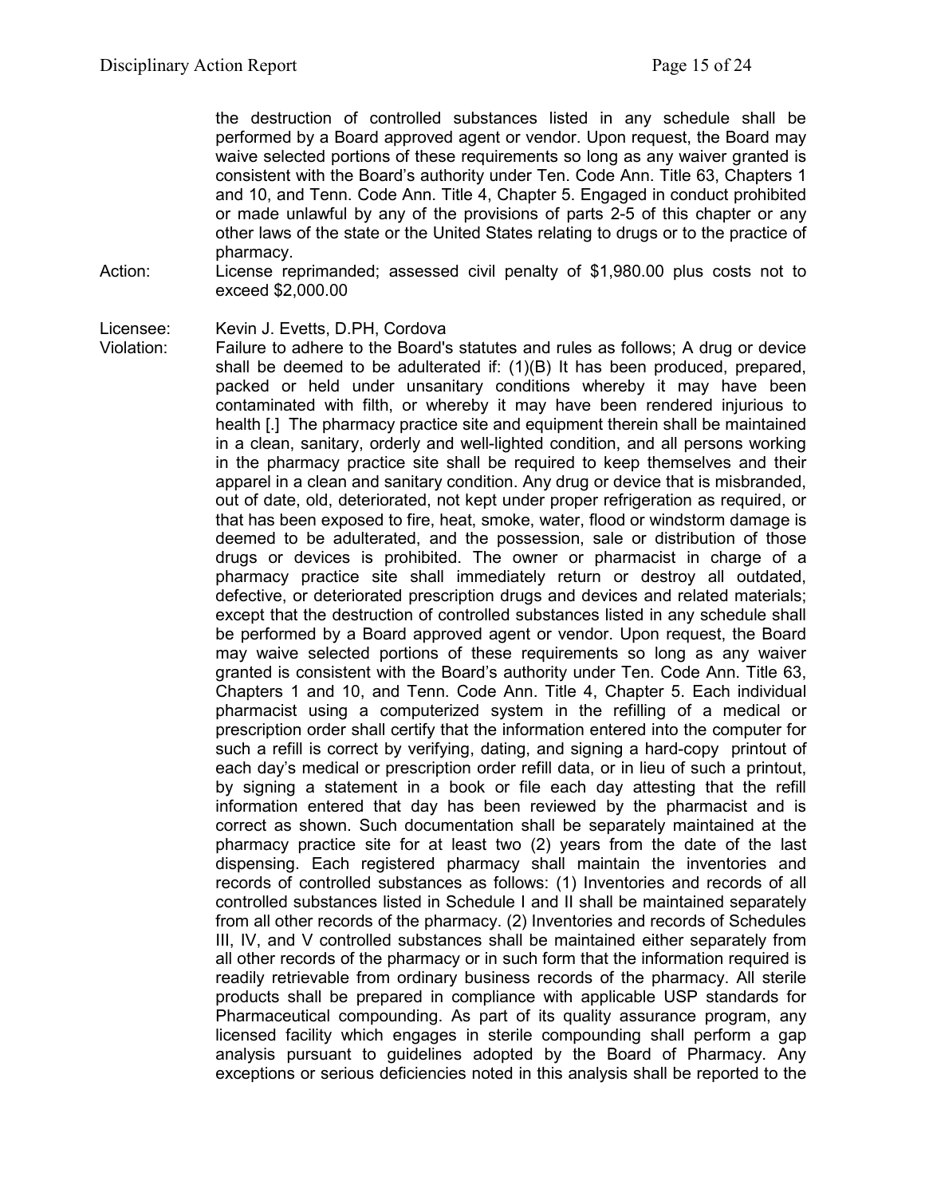the destruction of controlled substances listed in any schedule shall be performed by a Board approved agent or vendor. Upon request, the Board may waive selected portions of these requirements so long as any waiver granted is consistent with the Board's authority under Ten. Code Ann. Title 63, Chapters 1 and 10, and Tenn. Code Ann. Title 4, Chapter 5. Engaged in conduct prohibited or made unlawful by any of the provisions of parts 2-5 of this chapter or any other laws of the state or the United States relating to drugs or to the practice of pharmacy.

Action: License reprimanded; assessed civil penalty of $1,980.00 plus costs not to exceed $2,000.00

Licensee: Kevin J. Evetts, D.PH, Cordova

Violation: Failure to adhere to the Board's statutes and rules as follows; A drug or device shall be deemed to be adulterated if: (1)(B) It has been produced, prepared, packed or held under unsanitary conditions whereby it may have been contaminated with filth, or whereby it may have been rendered injurious to health [.] The pharmacy practice site and equipment therein shall be maintained in a clean, sanitary, orderly and well-lighted condition, and all persons working in the pharmacy practice site shall be required to keep themselves and their apparel in a clean and sanitary condition. Any drug or device that is misbranded, out of date, old, deteriorated, not kept under proper refrigeration as required, or that has been exposed to fire, heat, smoke, water, flood or windstorm damage is deemed to be adulterated, and the possession, sale or distribution of those drugs or devices is prohibited. The owner or pharmacist in charge of a pharmacy practice site shall immediately return or destroy all outdated, defective, or deteriorated prescription drugs and devices and related materials; except that the destruction of controlled substances listed in any schedule shall be performed by a Board approved agent or vendor. Upon request, the Board may waive selected portions of these requirements so long as any waiver granted is consistent with the Board's authority under Ten. Code Ann. Title 63, Chapters 1 and 10, and Tenn. Code Ann. Title 4, Chapter 5. Each individual pharmacist using a computerized system in the refilling of a medical or prescription order shall certify that the information entered into the computer for such a refill is correct by verifying, dating, and signing a hard-copy printout of each day's medical or prescription order refill data, or in lieu of such a printout, by signing a statement in a book or file each day attesting that the refill information entered that day has been reviewed by the pharmacist and is correct as shown. Such documentation shall be separately maintained at the pharmacy practice site for at least two (2) years from the date of the last dispensing. Each registered pharmacy shall maintain the inventories and records of controlled substances as follows: (1) Inventories and records of all controlled substances listed in Schedule I and II shall be maintained separately from all other records of the pharmacy. (2) Inventories and records of Schedules III, IV, and V controlled substances shall be maintained either separately from all other records of the pharmacy or in such form that the information required is readily retrievable from ordinary business records of the pharmacy. All sterile products shall be prepared in compliance with applicable USP standards for Pharmaceutical compounding. As part of its quality assurance program, any licensed facility which engages in sterile compounding shall perform a gap analysis pursuant to guidelines adopted by the Board of Pharmacy. Any exceptions or serious deficiencies noted in this analysis shall be reported to the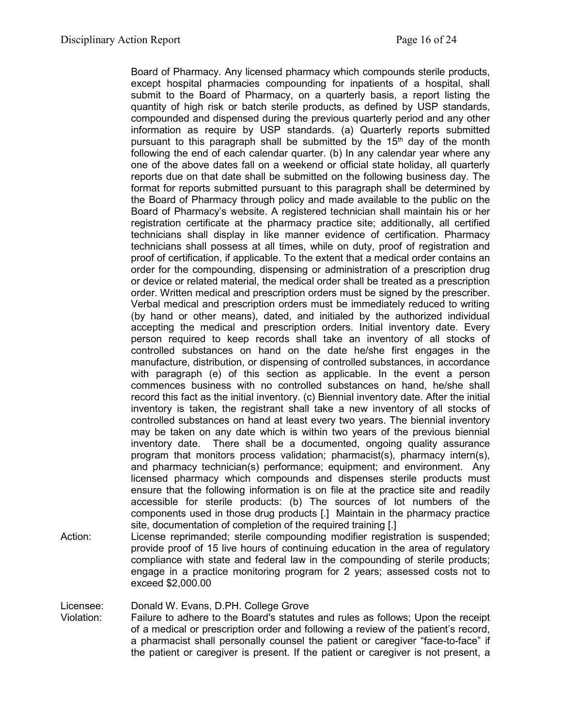Board of Pharmacy. Any licensed pharmacy which compounds sterile products, except hospital pharmacies compounding for inpatients of a hospital, shall submit to the Board of Pharmacy, on a quarterly basis, a report listing the quantity of high risk or batch sterile products, as defined by USP standards, compounded and dispensed during the previous quarterly period and any other information as require by USP standards. (a) Quarterly reports submitted pursuant to this paragraph shall be submitted by the 15th day of the month following the end of each calendar quarter. (b) In any calendar year where any one of the above dates fall on a weekend or official state holiday, all quarterly reports due on that date shall be submitted on the following business day. The format for reports submitted pursuant to this paragraph shall be determined by the Board of Pharmacy through policy and made available to the public on the Board of Pharmacy's website. A registered technician shall maintain his or her registration certificate at the pharmacy practice site; additionally, all certified technicians shall display in like manner evidence of certification. Pharmacy technicians shall possess at all times, while on duty, proof of registration and proof of certification, if applicable. To the extent that a medical order contains an order for the compounding, dispensing or administration of a prescription drug or device or related material, the medical order shall be treated as a prescription order. Written medical and prescription orders must be signed by the prescriber. Verbal medical and prescription orders must be immediately reduced to writing (by hand or other means), dated, and initialed by the authorized individual accepting the medical and prescription orders. Initial inventory date. Every person required to keep records shall take an inventory of all stocks of controlled substances on hand on the date he/she first engages in the manufacture, distribution, or dispensing of controlled substances, in accordance with paragraph (e) of this section as applicable. In the event a person commences business with no controlled substances on hand, he/she shall record this fact as the initial inventory. (c) Biennial inventory date. After the initial inventory is taken, the registrant shall take a new inventory of all stocks of controlled substances on hand at least every two years. The biennial inventory may be taken on any date which is within two years of the previous biennial inventory date. There shall be a documented, ongoing quality assurance program that monitors process validation; pharmacist(s), pharmacy intern(s), and pharmacy technician(s) performance; equipment; and environment. Any licensed pharmacy which compounds and dispenses sterile products must ensure that the following information is on file at the practice site and readily accessible for sterile products: (b) The sources of lot numbers of the components used in those drug products [.] Maintain in the pharmacy practice site, documentation of completion of the required training [.]

Action: License reprimanded; sterile compounding modifier registration is suspended; provide proof of 15 live hours of continuing education in the area of regulatory compliance with state and federal law in the compounding of sterile products; engage in a practice monitoring program for 2 years; assessed costs not to exceed $2,000.00

Licensee: Donald W. Evans, D.PH. College Grove

Violation: Failure to adhere to the Board's statutes and rules as follows; Upon the receipt of a medical or prescription order and following a review of the patient's record, a pharmacist shall personally counsel the patient or caregiver "face-to-face" if the patient or caregiver is present. If the patient or caregiver is not present, a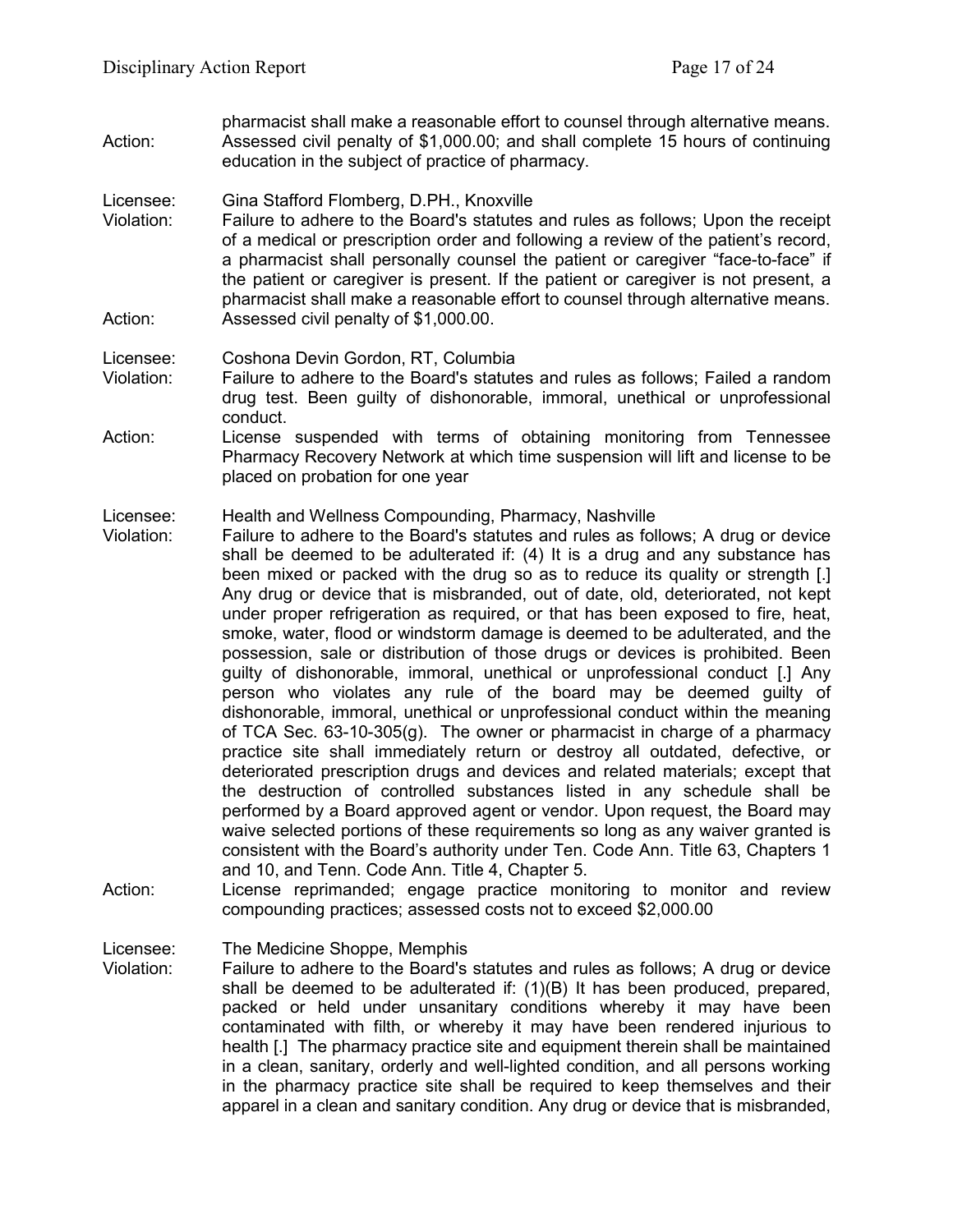pharmacist shall make a reasonable effort to counsel through alternative means.

Action: Assessed civil penalty of $1,000.00; and shall complete 15 hours of continuing education in the subject of practice of pharmacy.

Licensee: Gina Stafford Flomberg, D.PH., Knoxville

Violation: Failure to adhere to the Board's statutes and rules as follows; Upon the receipt of a medical or prescription order and following a review of the patient's record, a pharmacist shall personally counsel the patient or caregiver "face-to-face" if the patient or caregiver is present. If the patient or caregiver is not present, a pharmacist shall make a reasonable effort to counsel through alternative means.

Action: Assessed civil penalty of $1,000.00.

Licensee: Coshona Devin Gordon, RT, Columbia

Violation: Failure to adhere to the Board's statutes and rules as follows; Failed a random drug test. Been guilty of dishonorable, immoral, unethical or unprofessional conduct.

Action: License suspended with terms of obtaining monitoring from Tennessee Pharmacy Recovery Network at which time suspension will lift and license to be placed on probation for one year

Licensee: Health and Wellness Compounding, Pharmacy, Nashville

Violation: Failure to adhere to the Board's statutes and rules as follows; A drug or device shall be deemed to be adulterated if: (4) It is a drug and any substance has been mixed or packed with the drug so as to reduce its quality or strength [.] Any drug or device that is misbranded, out of date, old, deteriorated, not kept under proper refrigeration as required, or that has been exposed to fire, heat, smoke, water, flood or windstorm damage is deemed to be adulterated, and the possession, sale or distribution of those drugs or devices is prohibited. Been guilty of dishonorable, immoral, unethical or unprofessional conduct [.] Any person who violates any rule of the board may be deemed guilty of dishonorable, immoral, unethical or unprofessional conduct within the meaning of TCA Sec. 63-10-305(g). The owner or pharmacist in charge of a pharmacy practice site shall immediately return or destroy all outdated, defective, or deteriorated prescription drugs and devices and related materials; except that the destruction of controlled substances listed in any schedule shall be performed by a Board approved agent or vendor. Upon request, the Board may waive selected portions of these requirements so long as any waiver granted is consistent with the Board's authority under Ten. Code Ann. Title 63, Chapters 1 and 10, and Tenn. Code Ann. Title 4, Chapter 5.

Action: License reprimanded; engage practice monitoring to monitor and review compounding practices; assessed costs not to exceed $2,000.00

Licensee: The Medicine Shoppe, Memphis

Violation: Failure to adhere to the Board's statutes and rules as follows; A drug or device shall be deemed to be adulterated if: (1)(B) It has been produced, prepared, packed or held under unsanitary conditions whereby it may have been contaminated with filth, or whereby it may have been rendered injurious to health [.] The pharmacy practice site and equipment therein shall be maintained in a clean, sanitary, orderly and well-lighted condition, and all persons working in the pharmacy practice site shall be required to keep themselves and their apparel in a clean and sanitary condition. Any drug or device that is misbranded,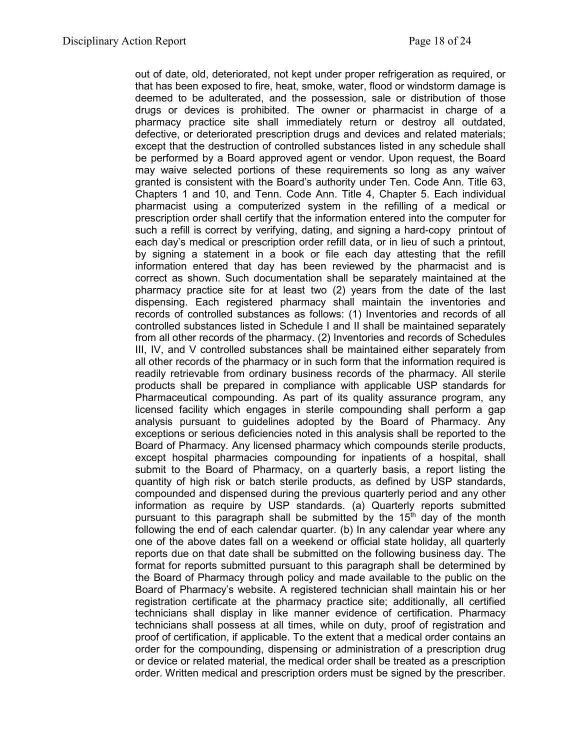out of date, old, deteriorated, not kept under proper refrigeration as required, or that has been exposed to fire, heat, smoke, water, flood or windstorm damage is deemed to be adulterated, and the possession, sale or distribution of those drugs or devices is prohibited. The owner or pharmacist in charge of a pharmacy practice site shall immediately return or destroy all outdated, defective, or deteriorated prescription drugs and devices and related materials; except that the destruction of controlled substances listed in any schedule shall be performed by a Board approved agent or vendor. Upon request, the Board may waive selected portions of these requirements so long as any waiver granted is consistent with the Board's authority under Ten. Code Ann. Title 63, Chapters 1 and 10, and Tenn. Code Ann. Title 4, Chapter 5. Each individual pharmacist using a computerized system in the refilling of a medical or prescription order shall certify that the information entered into the computer for such a refill is correct by verifying, dating, and signing a hard-copy printout of each day's medical or prescription order refill data, or in lieu of such a printout, by signing a statement in a book or file each day attesting that the refill information entered that day has been reviewed by the pharmacist and is correct as shown. Such documentation shall be separately maintained at the pharmacy practice site for at least two (2) years from the date of the last dispensing. Each registered pharmacy shall maintain the inventories and records of controlled substances as follows: (1) Inventories and records of all controlled substances listed in Schedule I and II shall be maintained separately from all other records of the pharmacy. (2) Inventories and records of Schedules III, IV, and V controlled substances shall be maintained either separately from all other records of the pharmacy or in such form that the information required is readily retrievable from ordinary business records of the pharmacy. All sterile products shall be prepared in compliance with applicable USP standards for Pharmaceutical compounding. As part of its quality assurance program, any licensed facility which engages in sterile compounding shall perform a gap analysis pursuant to guidelines adopted by the Board of Pharmacy. Any exceptions or serious deficiencies noted in this analysis shall be reported to the Board of Pharmacy. Any licensed pharmacy which compounds sterile products, except hospital pharmacies compounding for inpatients of a hospital, shall submit to the Board of Pharmacy, on a quarterly basis, a report listing the quantity of high risk or batch sterile products, as defined by USP standards, compounded and dispensed during the previous quarterly period and any other information as require by USP standards. (a) Quarterly reports submitted pursuant to this paragraph shall be submitted by the 15th day of the month following the end of each calendar quarter. (b) In any calendar year where any one of the above dates fall on a weekend or official state holiday, all quarterly reports due on that date shall be submitted on the following business day. The format for reports submitted pursuant to this paragraph shall be determined by the Board of Pharmacy through policy and made available to the public on the Board of Pharmacy's website. A registered technician shall maintain his or her registration certificate at the pharmacy practice site; additionally, all certified technicians shall display in like manner evidence of certification. Pharmacy technicians shall possess at all times, while on duty, proof of registration and proof of certification, if applicable. To the extent that a medical order contains an order for the compounding, dispensing or administration of a prescription drug or device or related material, the medical order shall be treated as a prescription order. Written medical and prescription orders must be signed by the prescriber.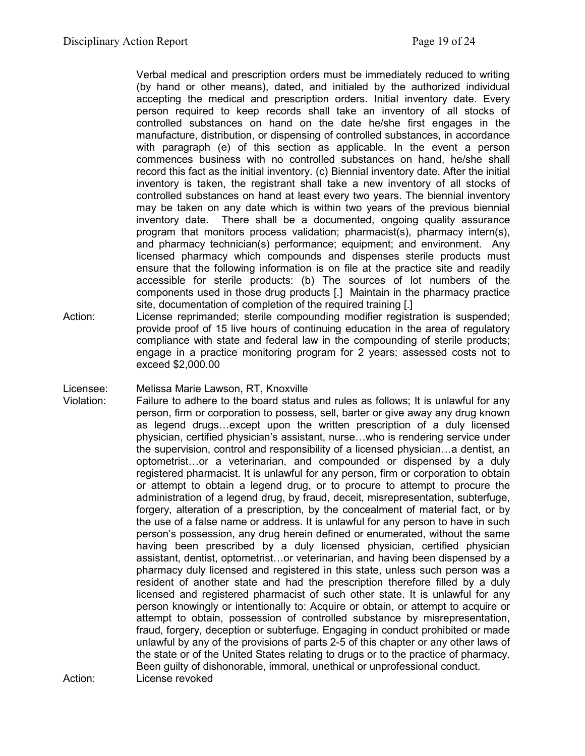Verbal medical and prescription orders must be immediately reduced to writing (by hand or other means), dated, and initialed by the authorized individual accepting the medical and prescription orders. Initial inventory date. Every person required to keep records shall take an inventory of all stocks of controlled substances on hand on the date he/she first engages in the manufacture, distribution, or dispensing of controlled substances, in accordance with paragraph (e) of this section as applicable. In the event a person commences business with no controlled substances on hand, he/she shall record this fact as the initial inventory. (c) Biennial inventory date. After the initial inventory is taken, the registrant shall take a new inventory of all stocks of controlled substances on hand at least every two years. The biennial inventory may be taken on any date which is within two years of the previous biennial inventory date. There shall be a documented, ongoing quality assurance program that monitors process validation; pharmacist(s), pharmacy intern(s), and pharmacy technician(s) performance; equipment; and environment. Any licensed pharmacy which compounds and dispenses sterile products must ensure that the following information is on file at the practice site and readily accessible for sterile products: (b) The sources of lot numbers of the components used in those drug products [.] Maintain in the pharmacy practice site, documentation of completion of the required training [.]

Action: License reprimanded; sterile compounding modifier registration is suspended; provide proof of 15 live hours of continuing education in the area of regulatory compliance with state and federal law in the compounding of sterile products; engage in a practice monitoring program for 2 years; assessed costs not to exceed $2,000.00

Licensee: Melissa Marie Lawson, RT, Knoxville

Violation: Failure to adhere to the board status and rules as follows; It is unlawful for any person, firm or corporation to possess, sell, barter or give away any drug known as legend drugs…except upon the written prescription of a duly licensed physician, certified physician's assistant, nurse…who is rendering service under the supervision, control and responsibility of a licensed physician…a dentist, an optometrist…or a veterinarian, and compounded or dispensed by a duly registered pharmacist. It is unlawful for any person, firm or corporation to obtain or attempt to obtain a legend drug, or to procure to attempt to procure the administration of a legend drug, by fraud, deceit, misrepresentation, subterfuge, forgery, alteration of a prescription, by the concealment of material fact, or by the use of a false name or address. It is unlawful for any person to have in such person's possession, any drug herein defined or enumerated, without the same having been prescribed by a duly licensed physician, certified physician assistant, dentist, optometrist…or veterinarian, and having been dispensed by a pharmacy duly licensed and registered in this state, unless such person was a resident of another state and had the prescription therefore filled by a duly licensed and registered pharmacist of such other state. It is unlawful for any person knowingly or intentionally to: Acquire or obtain, or attempt to acquire or attempt to obtain, possession of controlled substance by misrepresentation, fraud, forgery, deception or subterfuge. Engaging in conduct prohibited or made unlawful by any of the provisions of parts 2-5 of this chapter or any other laws of the state or of the United States relating to drugs or to the practice of pharmacy. Been guilty of dishonorable, immoral, unethical or unprofessional conduct.

Action: License revoked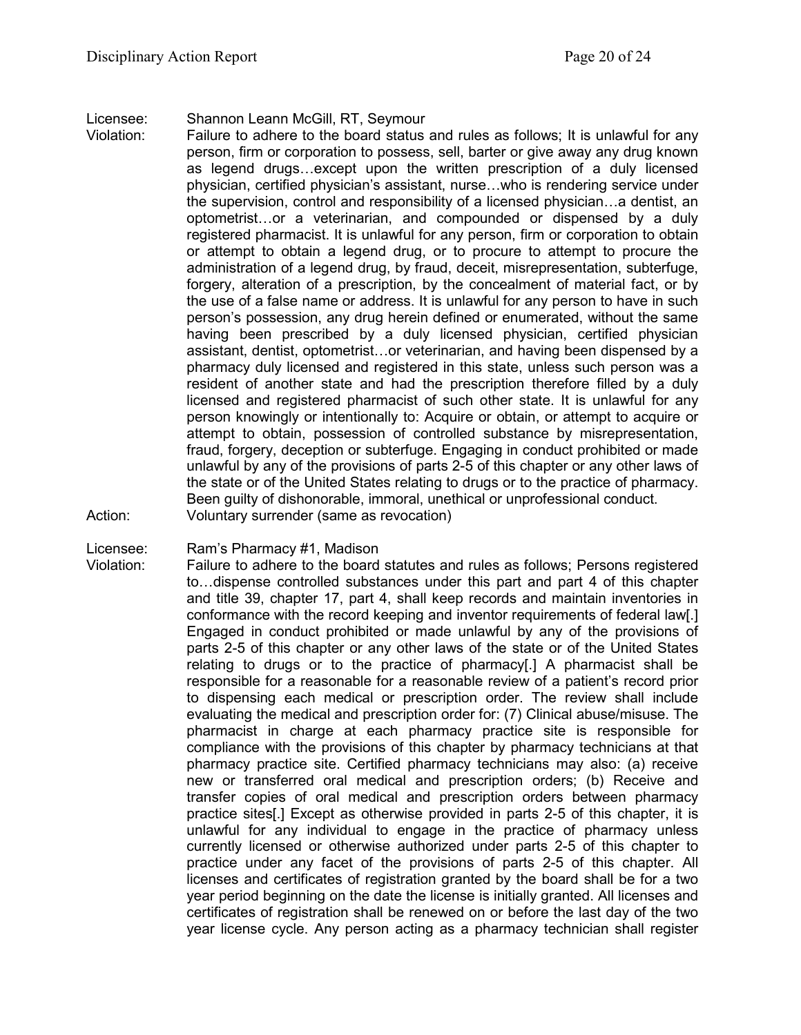Licensee: Shannon Leann McGill, RT, Seymour

Violation: Failure to adhere to the board status and rules as follows; It is unlawful for any person, firm or corporation to possess, sell, barter or give away any drug known as legend drugs…except upon the written prescription of a duly licensed physician, certified physician's assistant, nurse…who is rendering service under the supervision, control and responsibility of a licensed physician…a dentist, an optometrist…or a veterinarian, and compounded or dispensed by a duly registered pharmacist. It is unlawful for any person, firm or corporation to obtain or attempt to obtain a legend drug, or to procure to attempt to procure the administration of a legend drug, by fraud, deceit, misrepresentation, subterfuge, forgery, alteration of a prescription, by the concealment of material fact, or by the use of a false name or address. It is unlawful for any person to have in such person's possession, any drug herein defined or enumerated, without the same having been prescribed by a duly licensed physician, certified physician assistant, dentist, optometrist…or veterinarian, and having been dispensed by a pharmacy duly licensed and registered in this state, unless such person was a resident of another state and had the prescription therefore filled by a duly licensed and registered pharmacist of such other state. It is unlawful for any person knowingly or intentionally to: Acquire or obtain, or attempt to acquire or attempt to obtain, possession of controlled substance by misrepresentation, fraud, forgery, deception or subterfuge. Engaging in conduct prohibited or made unlawful by any of the provisions of parts 2-5 of this chapter or any other laws of the state or of the United States relating to drugs or to the practice of pharmacy. Been guilty of dishonorable, immoral, unethical or unprofessional conduct.

Action: Voluntary surrender (same as revocation)

Licensee: Ram's Pharmacy #1, Madison

Violation: Failure to adhere to the board statutes and rules as follows; Persons registered to…dispense controlled substances under this part and part 4 of this chapter and title 39, chapter 17, part 4, shall keep records and maintain inventories in conformance with the record keeping and inventor requirements of federal law[.] Engaged in conduct prohibited or made unlawful by any of the provisions of parts 2-5 of this chapter or any other laws of the state or of the United States relating to drugs or to the practice of pharmacy[.] A pharmacist shall be responsible for a reasonable for a reasonable review of a patient's record prior to dispensing each medical or prescription order. The review shall include evaluating the medical and prescription order for: (7) Clinical abuse/misuse. The pharmacist in charge at each pharmacy practice site is responsible for compliance with the provisions of this chapter by pharmacy technicians at that pharmacy practice site. Certified pharmacy technicians may also: (a) receive new or transferred oral medical and prescription orders; (b) Receive and transfer copies of oral medical and prescription orders between pharmacy practice sites[.] Except as otherwise provided in parts 2-5 of this chapter, it is unlawful for any individual to engage in the practice of pharmacy unless currently licensed or otherwise authorized under parts 2-5 of this chapter to practice under any facet of the provisions of parts 2-5 of this chapter. All licenses and certificates of registration granted by the board shall be for a two year period beginning on the date the license is initially granted. All licenses and certificates of registration shall be renewed on or before the last day of the two year license cycle. Any person acting as a pharmacy technician shall register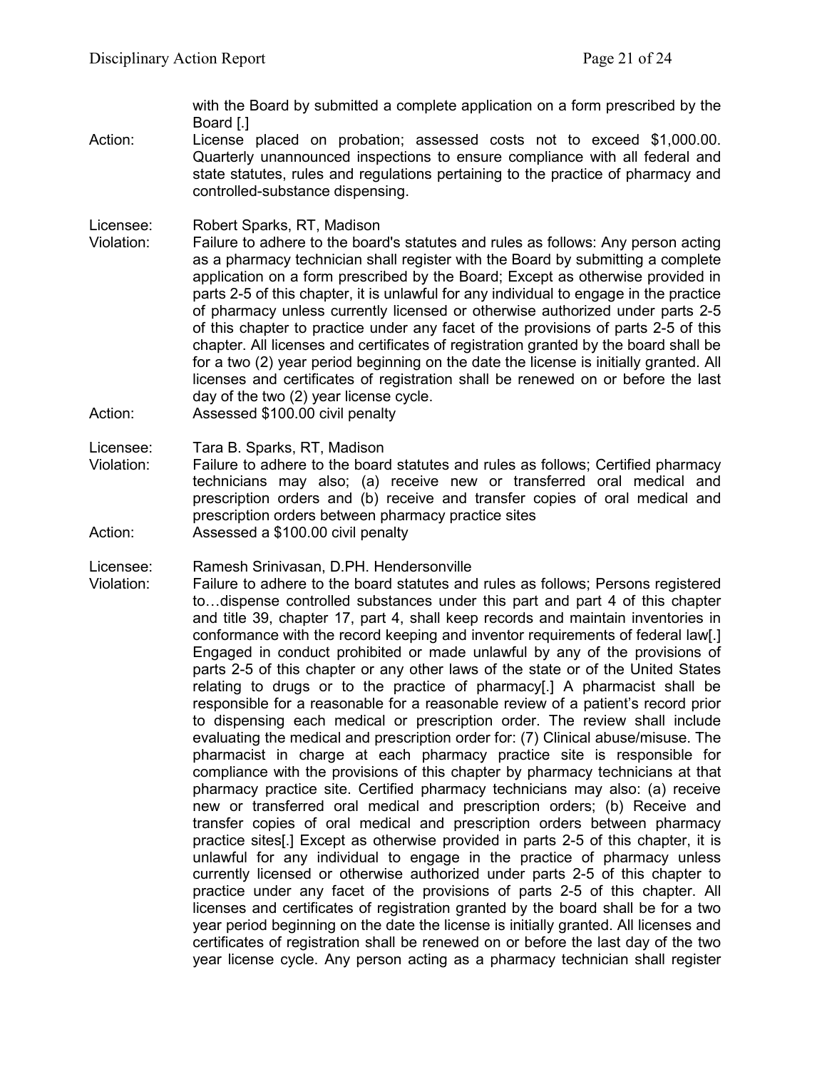with the Board by submitted a complete application on a form prescribed by the Board [.]

Action: License placed on probation; assessed costs not to exceed $1,000.00. Quarterly unannounced inspections to ensure compliance with all federal and state statutes, rules and regulations pertaining to the practice of pharmacy and controlled-substance dispensing.

Licensee: Robert Sparks, RT, Madison

Violation: Failure to adhere to the board's statutes and rules as follows: Any person acting as a pharmacy technician shall register with the Board by submitting a complete application on a form prescribed by the Board; Except as otherwise provided in parts 2-5 of this chapter, it is unlawful for any individual to engage in the practice of pharmacy unless currently licensed or otherwise authorized under parts 2-5 of this chapter to practice under any facet of the provisions of parts 2-5 of this chapter. All licenses and certificates of registration granted by the board shall be for a two (2) year period beginning on the date the license is initially granted. All licenses and certificates of registration shall be renewed on or before the last day of the two (2) year license cycle.

Action: Assessed $100.00 civil penalty

Licensee: Tara B. Sparks, RT, Madison

Violation: Failure to adhere to the board statutes and rules as follows; Certified pharmacy technicians may also; (a) receive new or transferred oral medical and prescription orders and (b) receive and transfer copies of oral medical and prescription orders between pharmacy practice sites

Action: Assessed a $100.00 civil penalty

Licensee: Ramesh Srinivasan, D.PH. Hendersonville

Violation: Failure to adhere to the board statutes and rules as follows; Persons registered to…dispense controlled substances under this part and part 4 of this chapter and title 39, chapter 17, part 4, shall keep records and maintain inventories in conformance with the record keeping and inventor requirements of federal law[.] Engaged in conduct prohibited or made unlawful by any of the provisions of parts 2-5 of this chapter or any other laws of the state or of the United States relating to drugs or to the practice of pharmacy[.] A pharmacist shall be responsible for a reasonable for a reasonable review of a patient's record prior to dispensing each medical or prescription order. The review shall include evaluating the medical and prescription order for: (7) Clinical abuse/misuse. The pharmacist in charge at each pharmacy practice site is responsible for compliance with the provisions of this chapter by pharmacy technicians at that pharmacy practice site. Certified pharmacy technicians may also: (a) receive new or transferred oral medical and prescription orders; (b) Receive and transfer copies of oral medical and prescription orders between pharmacy practice sites[.] Except as otherwise provided in parts 2-5 of this chapter, it is unlawful for any individual to engage in the practice of pharmacy unless currently licensed or otherwise authorized under parts 2-5 of this chapter to practice under any facet of the provisions of parts 2-5 of this chapter. All licenses and certificates of registration granted by the board shall be for a two year period beginning on the date the license is initially granted. All licenses and certificates of registration shall be renewed on or before the last day of the two year license cycle. Any person acting as a pharmacy technician shall register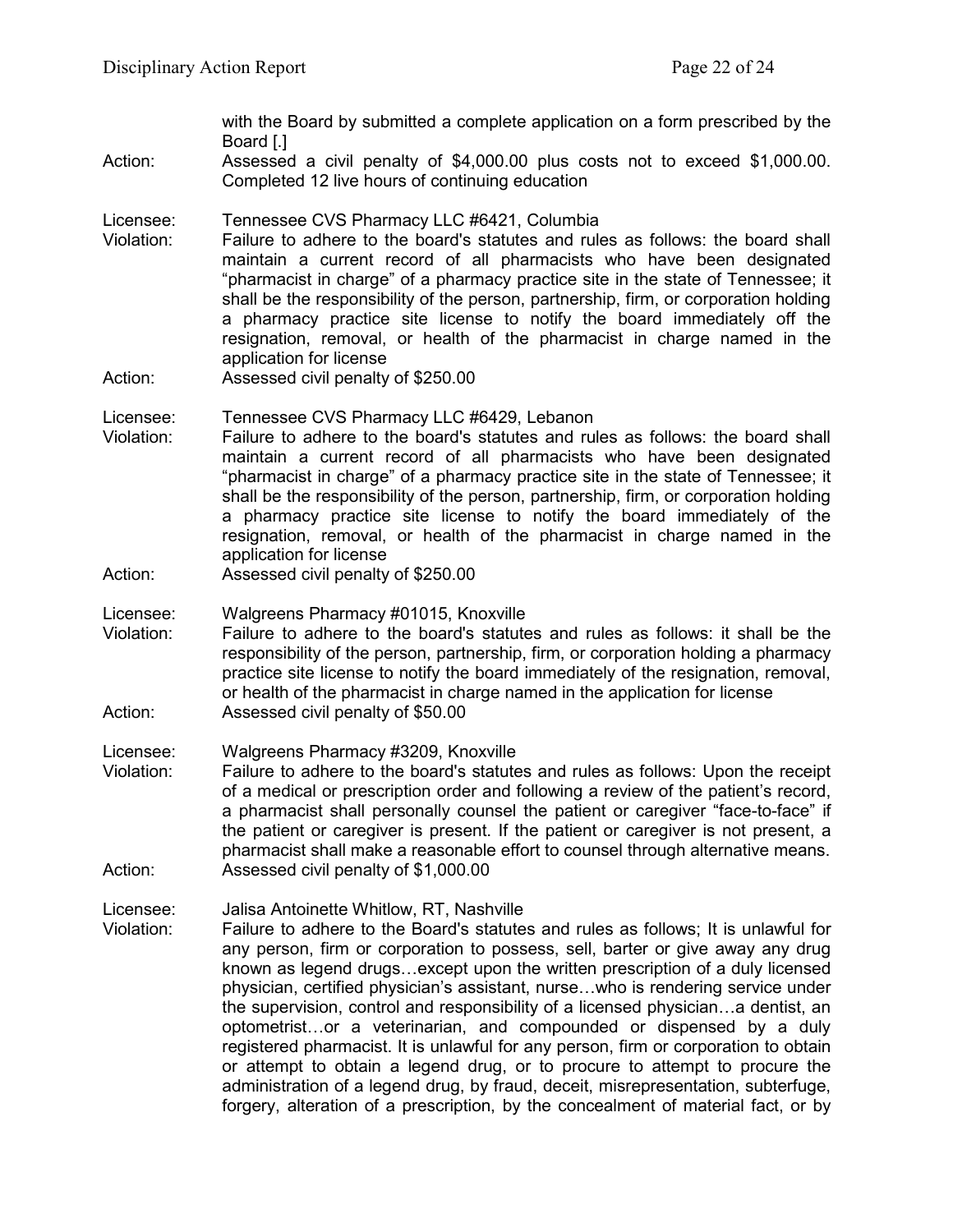with the Board by submitted a complete application on a form prescribed by the Board [.]

Action: Assessed a civil penalty of $4,000.00 plus costs not to exceed $1,000.00. Completed 12 live hours of continuing education

Licensee: Tennessee CVS Pharmacy LLC #6421, Columbia

Violation: Failure to adhere to the board's statutes and rules as follows: the board shall maintain a current record of all pharmacists who have been designated "pharmacist in charge" of a pharmacy practice site in the state of Tennessee; it shall be the responsibility of the person, partnership, firm, or corporation holding a pharmacy practice site license to notify the board immediately off the resignation, removal, or health of the pharmacist in charge named in the application for license

Action: Assessed civil penalty of $250.00

Licensee: Tennessee CVS Pharmacy LLC #6429, Lebanon

Violation: Failure to adhere to the board's statutes and rules as follows: the board shall maintain a current record of all pharmacists who have been designated "pharmacist in charge" of a pharmacy practice site in the state of Tennessee; it shall be the responsibility of the person, partnership, firm, or corporation holding a pharmacy practice site license to notify the board immediately of the resignation, removal, or health of the pharmacist in charge named in the application for license

Action: Assessed civil penalty of $250.00

Licensee: Walgreens Pharmacy #01015, Knoxville

Violation: Failure to adhere to the board's statutes and rules as follows: it shall be the responsibility of the person, partnership, firm, or corporation holding a pharmacy practice site license to notify the board immediately of the resignation, removal, or health of the pharmacist in charge named in the application for license

Action: Assessed civil penalty of $50.00

Licensee: Walgreens Pharmacy #3209, Knoxville

Violation: Failure to adhere to the board's statutes and rules as follows: Upon the receipt of a medical or prescription order and following a review of the patient's record, a pharmacist shall personally counsel the patient or caregiver "face-to-face" if the patient or caregiver is present. If the patient or caregiver is not present, a pharmacist shall make a reasonable effort to counsel through alternative means.

Action: Assessed civil penalty of $1,000.00

Licensee: Jalisa Antoinette Whitlow, RT, Nashville

Violation: Failure to adhere to the Board's statutes and rules as follows; It is unlawful for any person, firm or corporation to possess, sell, barter or give away any drug known as legend drugs…except upon the written prescription of a duly licensed physician, certified physician's assistant, nurse…who is rendering service under the supervision, control and responsibility of a licensed physician…a dentist, an optometrist…or a veterinarian, and compounded or dispensed by a duly registered pharmacist. It is unlawful for any person, firm or corporation to obtain or attempt to obtain a legend drug, or to procure to attempt to procure the administration of a legend drug, by fraud, deceit, misrepresentation, subterfuge, forgery, alteration of a prescription, by the concealment of material fact, or by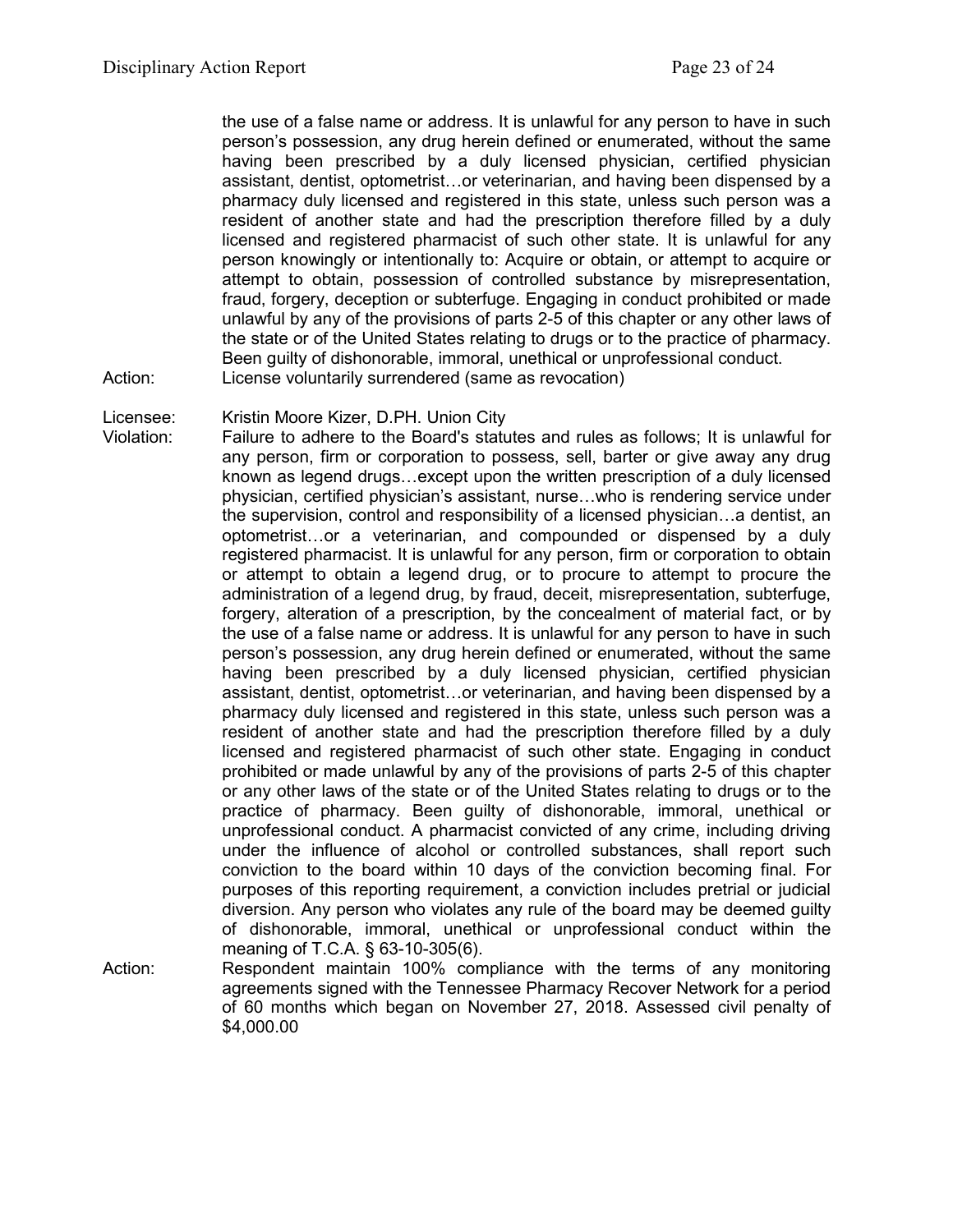the use of a false name or address. It is unlawful for any person to have in such person's possession, any drug herein defined or enumerated, without the same having been prescribed by a duly licensed physician, certified physician assistant, dentist, optometrist…or veterinarian, and having been dispensed by a pharmacy duly licensed and registered in this state, unless such person was a resident of another state and had the prescription therefore filled by a duly licensed and registered pharmacist of such other state. It is unlawful for any person knowingly or intentionally to: Acquire or obtain, or attempt to acquire or attempt to obtain, possession of controlled substance by misrepresentation, fraud, forgery, deception or subterfuge. Engaging in conduct prohibited or made unlawful by any of the provisions of parts 2-5 of this chapter or any other laws of the state or of the United States relating to drugs or to the practice of pharmacy. Been guilty of dishonorable, immoral, unethical or unprofessional conduct.

Action: License voluntarily surrendered (same as revocation)

Licensee: Kristin Moore Kizer, D.PH. Union City

Violation: Failure to adhere to the Board's statutes and rules as follows; It is unlawful for any person, firm or corporation to possess, sell, barter or give away any drug known as legend drugs…except upon the written prescription of a duly licensed physician, certified physician's assistant, nurse…who is rendering service under the supervision, control and responsibility of a licensed physician…a dentist, an optometrist…or a veterinarian, and compounded or dispensed by a duly registered pharmacist. It is unlawful for any person, firm or corporation to obtain or attempt to obtain a legend drug, or to procure to attempt to procure the administration of a legend drug, by fraud, deceit, misrepresentation, subterfuge, forgery, alteration of a prescription, by the concealment of material fact, or by the use of a false name or address. It is unlawful for any person to have in such person's possession, any drug herein defined or enumerated, without the same having been prescribed by a duly licensed physician, certified physician assistant, dentist, optometrist…or veterinarian, and having been dispensed by a pharmacy duly licensed and registered in this state, unless such person was a resident of another state and had the prescription therefore filled by a duly licensed and registered pharmacist of such other state. Engaging in conduct prohibited or made unlawful by any of the provisions of parts 2-5 of this chapter or any other laws of the state or of the United States relating to drugs or to the practice of pharmacy. Been guilty of dishonorable, immoral, unethical or unprofessional conduct. A pharmacist convicted of any crime, including driving under the influence of alcohol or controlled substances, shall report such conviction to the board within 10 days of the conviction becoming final. For purposes of this reporting requirement, a conviction includes pretrial or judicial diversion. Any person who violates any rule of the board may be deemed guilty of dishonorable, immoral, unethical or unprofessional conduct within the meaning of T.C.A. § 63-10-305(6).

Action: Respondent maintain 100% compliance with the terms of any monitoring agreements signed with the Tennessee Pharmacy Recover Network for a period of 60 months which began on November 27, 2018. Assessed civil penalty of $4,000.00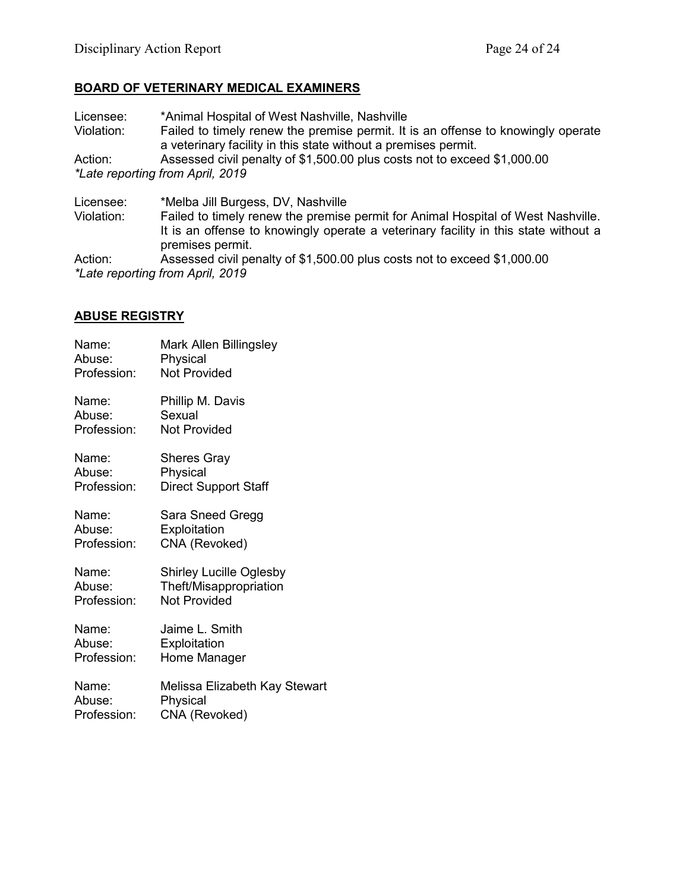## BOARD OF VETERINARY MEDICAL EXAMINERS

Licensee: *Animal Hospital of West Nashville, Nashville
Violation: Failed to timely renew the premise permit. It is an offense to knowingly operate a veterinary facility in this state without a premises permit.
Action: Assessed civil penalty of $1,500.00 plus costs not to exceed $1,000.00
*Late reporting from April, 2019*

Licensee: *Melba Jill Burgess, DV, Nashville
Violation: Failed to timely renew the premise permit for Animal Hospital of West Nashville. It is an offense to knowingly operate a veterinary facility in this state without a premises permit.
Action: Assessed civil penalty of $1,500.00 plus costs not to exceed $1,000.00
*Late reporting from April, 2019*

## ABUSE REGISTRY

Name: Mark Allen Billingsley
Abuse: Physical
Profession: Not Provided

Name: Phillip M. Davis
Abuse: Sexual
Profession: Not Provided

Name: Sheres Gray
Abuse: Physical
Profession: Direct Support Staff

Name: Sara Sneed Gregg
Abuse: Exploitation
Profession: CNA (Revoked)

Name: Shirley Lucille Oglesby
Abuse: Theft/Misappropriation
Profession: Not Provided

Name: Jaime L. Smith
Abuse: Exploitation
Profession: Home Manager

Name: Melissa Elizabeth Kay Stewart
Abuse: Physical
Profession: CNA (Revoked)